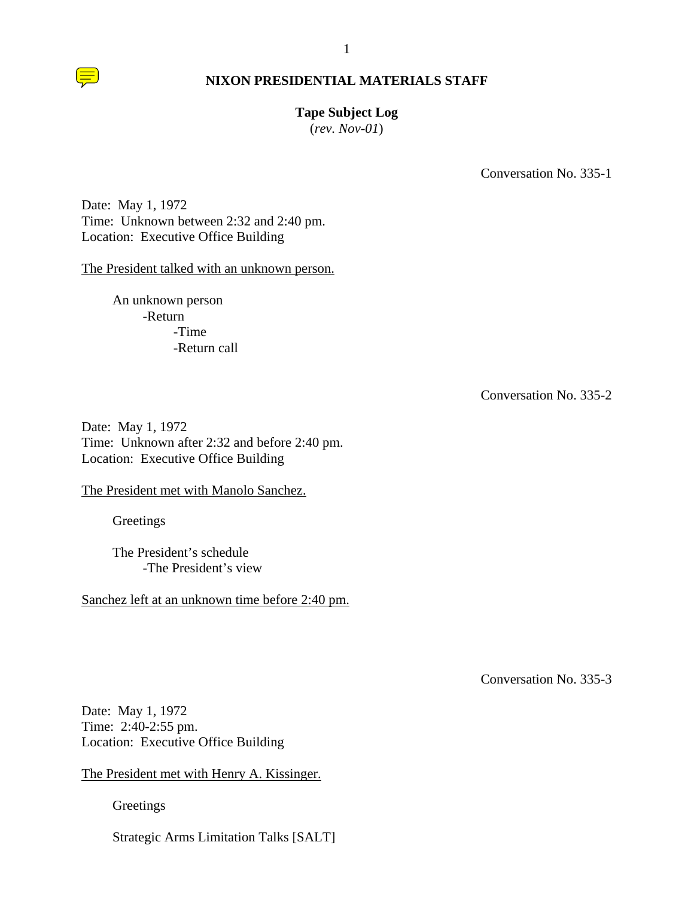# NIXON PRESIDENTIAL MATERIALS STAFF

**Tape Subject Log**
(*rev. Nov-01*)

Conversation No. 335-1

Date: May 1, 1972
Time: Unknown between 2:32 and 2:40 pm.
Location: Executive Office Building

The President talked with an unknown person.

- An unknown person
  - -Return
    - -Time
    - -Return call

Conversation No. 335-2

Date: May 1, 1972
Time: Unknown after 2:32 and before 2:40 pm.
Location: Executive Office Building

The President met with Manolo Sanchez.

- Greetings

- The President's schedule
  - -The President's view

Sanchez left at an unknown time before 2:40 pm.

Conversation No. 335-3

Date: May 1, 1972
Time: 2:40-2:55 pm.
Location: Executive Office Building

The President met with Henry A. Kissinger.

- Greetings

- Strategic Arms Limitation Talks [SALT]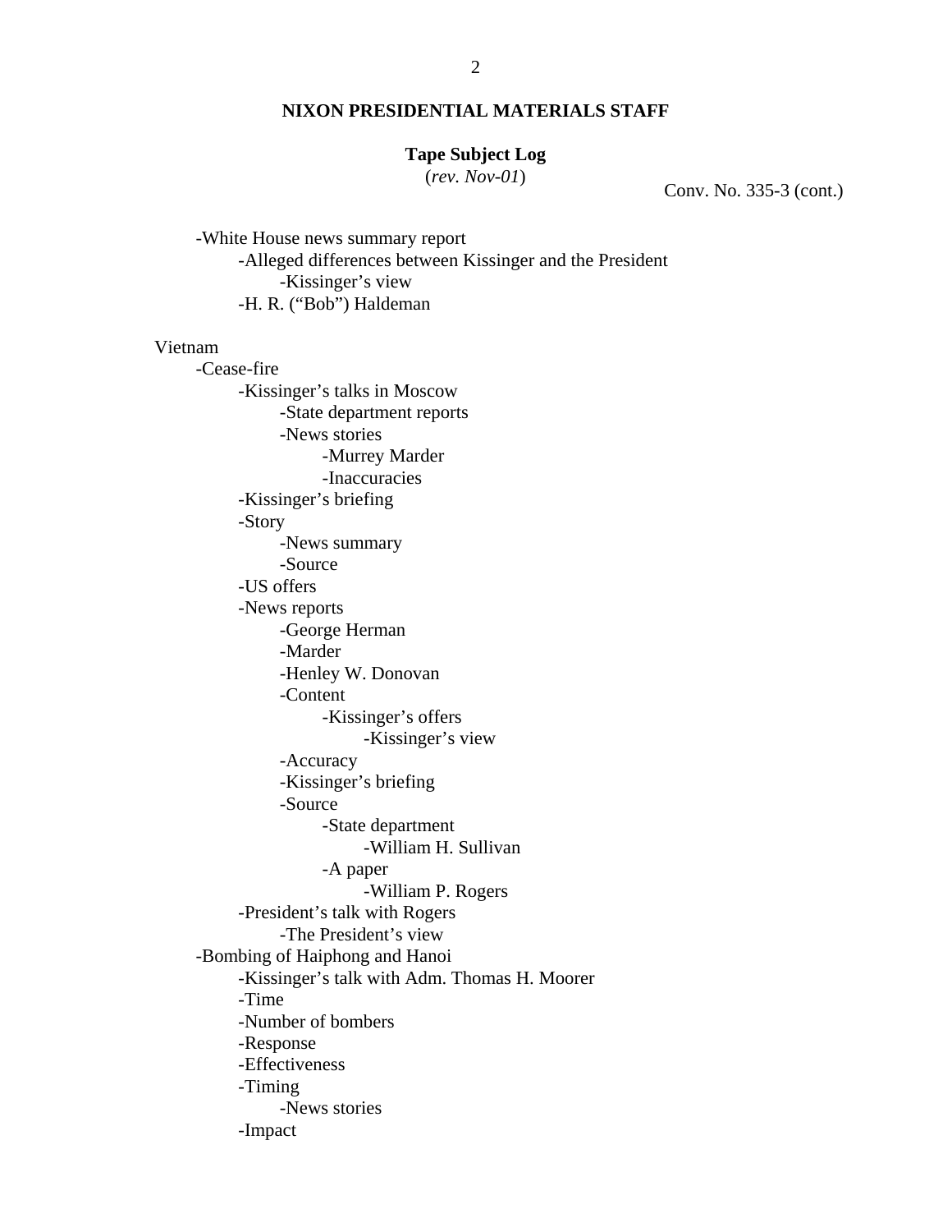**NIXON PRESIDENTIAL MATERIALS STAFF**

**Tape Subject Log**
(*rev. Nov-01*)

Conv. No. 335-3 (cont.)

- -White House news summary report
    - -Alleged differences between Kissinger and the President
        - -Kissinger's view
    - -H. R. ("Bob") Haldeman

Vietnam
- -Cease-fire
    - -Kissinger's talks in Moscow
        - -State department reports
        - -News stories
            - -Murrey Marder
            - -Inaccuracies
    - -Kissinger's briefing
    - -Story
        - -News summary
        - -Source
    - -US offers
    - -News reports
        - -George Herman
        - -Marder
        - -Henley W. Donovan
        - -Content
            - -Kissinger's offers
                - -Kissinger's view
        - -Accuracy
        - -Kissinger's briefing
        - -Source
            - -State department
                - -William H. Sullivan
            - -A paper
                - -William P. Rogers
    - -President's talk with Rogers
        - -The President's view
- -Bombing of Haiphong and Hanoi
    - -Kissinger's talk with Adm. Thomas H. Moorer
    - -Time
    - -Number of bombers
    - -Response
    - -Effectiveness
    - -Timing
        - -News stories
    - -Impact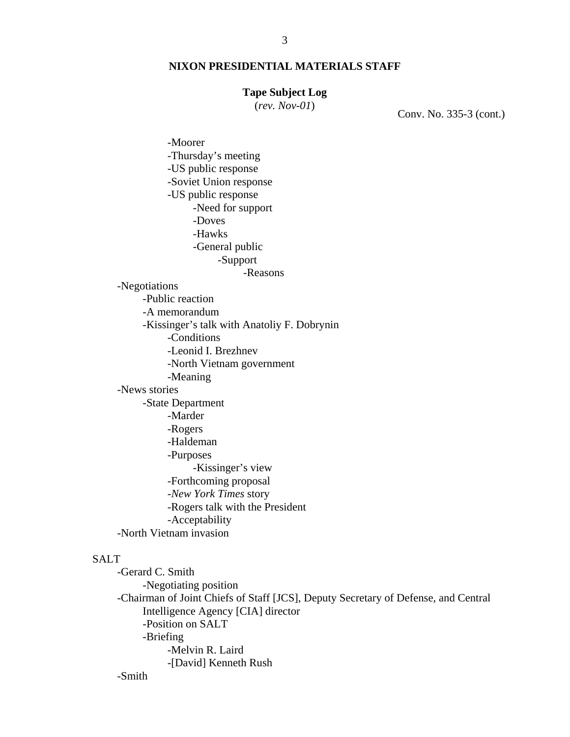**NIXON PRESIDENTIAL MATERIALS STAFF**

**Tape Subject Log**
(*rev. Nov-01*)

Conv. No. 335-3 (cont.)

        -Moorer
        -Thursday's meeting
        -US public response
        -Soviet Union response
        -US public response
            -Need for support
            -Doves
            -Hawks
            -General public
                -Support
                    -Reasons
    -Negotiations
        -Public reaction
        -A memorandum
        -Kissinger's talk with Anatoliy F. Dobrynin
            -Conditions
            -Leonid I. Brezhnev
            -North Vietnam government
            -Meaning
    -News stories
        -State Department
            -Marder
            -Rogers
            -Haldeman
            -Purposes
                -Kissinger's view
            -Forthcoming proposal
            -*New York Times* story
            -Rogers talk with the President
            -Acceptability
    -North Vietnam invasion

SALT
    -Gerard C. Smith
        -Negotiating position
    -Chairman of Joint Chiefs of Staff [JCS], Deputy Secretary of Defense, and Central Intelligence Agency [CIA] director
        -Position on SALT
        -Briefing
            -Melvin R. Laird
            -[David] Kenneth Rush
    -Smith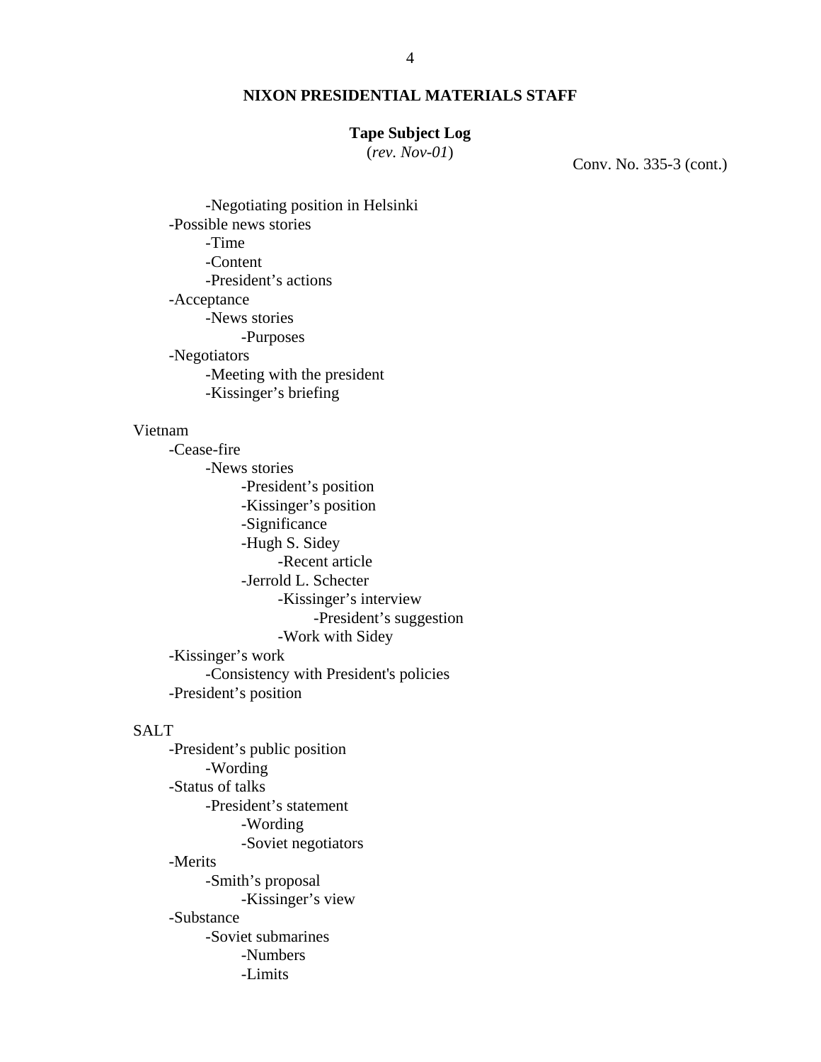**NIXON PRESIDENTIAL MATERIALS STAFF**

**Tape Subject Log**
(*rev. Nov-01*)

Conv. No. 335-3 (cont.)

- -Negotiating position in Helsinki
- -Possible news stories
  - -Time
  - -Content
  - -President's actions
- -Acceptance
  - -News stories
    - -Purposes
- -Negotiators
  - -Meeting with the president
  - -Kissinger's briefing

Vietnam
- -Cease-fire
  - -News stories
    - -President's position
    - -Kissinger's position
    - -Significance
    - -Hugh S. Sidey
      - -Recent article
    - -Jerrold L. Schecter
      - -Kissinger's interview
        - -President's suggestion
      - -Work with Sidey
- -Kissinger's work
  - -Consistency with President's policies
- -President's position

SALT
- -President's public position
  - -Wording
- -Status of talks
  - -President's statement
    - -Wording
    - -Soviet negotiators
- -Merits
  - -Smith's proposal
    - -Kissinger's view
- -Substance
  - -Soviet submarines
    - -Numbers
    - -Limits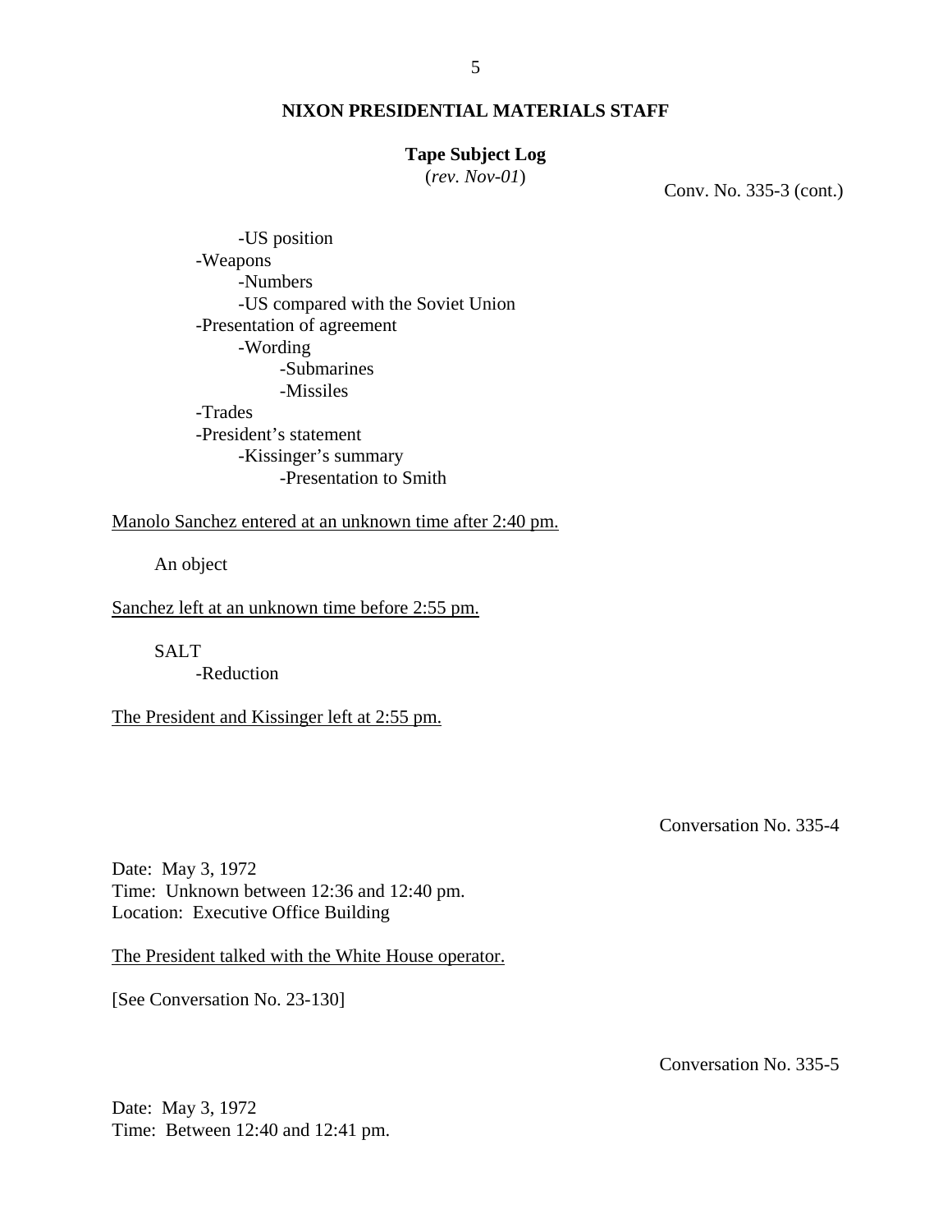Conv. No. 335-3 (cont.)

- -US position
- -Weapons
  - -Numbers
  - -US compared with the Soviet Union
- -Presentation of agreement
  - -Wording
    - -Submarines
    - -Missiles
- -Trades
- -President's statement
  - -Kissinger's summary
    - -Presentation to Smith

Manolo Sanchez entered at an unknown time after 2:40 pm.

An object

Sanchez left at an unknown time before 2:55 pm.

SALT
- -Reduction

The President and Kissinger left at 2:55 pm.

Conversation No. 335-4

Date: May 3, 1972
Time: Unknown between 12:36 and 12:40 pm.
Location: Executive Office Building

The President talked with the White House operator.

[See Conversation No. 23-130]

Conversation No. 335-5

Date: May 3, 1972
Time: Between 12:40 and 12:41 pm.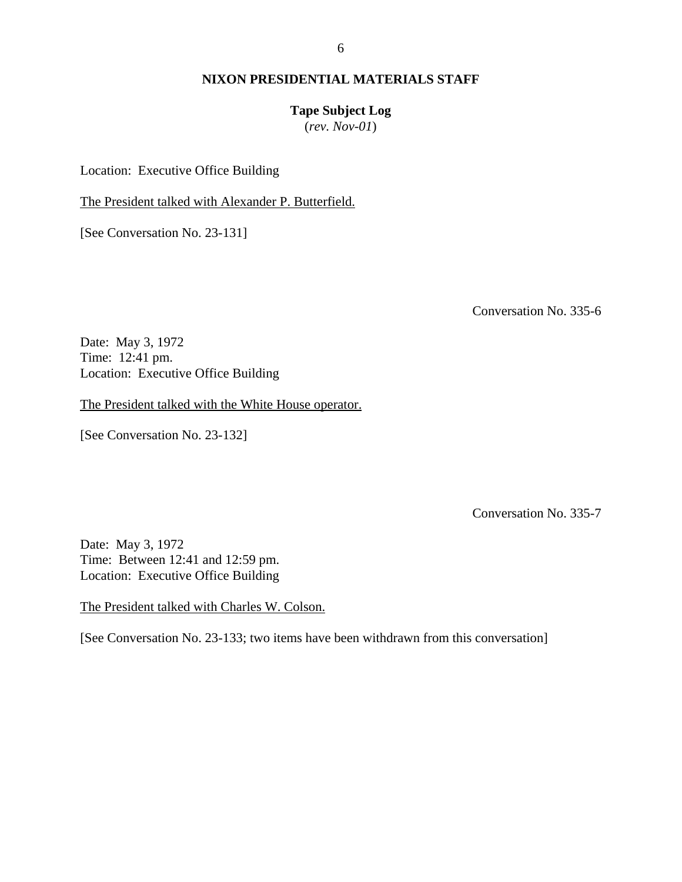**NIXON PRESIDENTIAL MATERIALS STAFF**

**Tape Subject Log**
(*rev. Nov-01*)

Location: Executive Office Building

The President talked with Alexander P. Butterfield.

[See Conversation No. 23-131]

Conversation No. 335-6

Date: May 3, 1972
Time: 12:41 pm.
Location: Executive Office Building

The President talked with the White House operator.

[See Conversation No. 23-132]

Conversation No. 335-7

Date: May 3, 1972
Time: Between 12:41 and 12:59 pm.
Location: Executive Office Building

The President talked with Charles W. Colson.

[See Conversation No. 23-133; two items have been withdrawn from this conversation]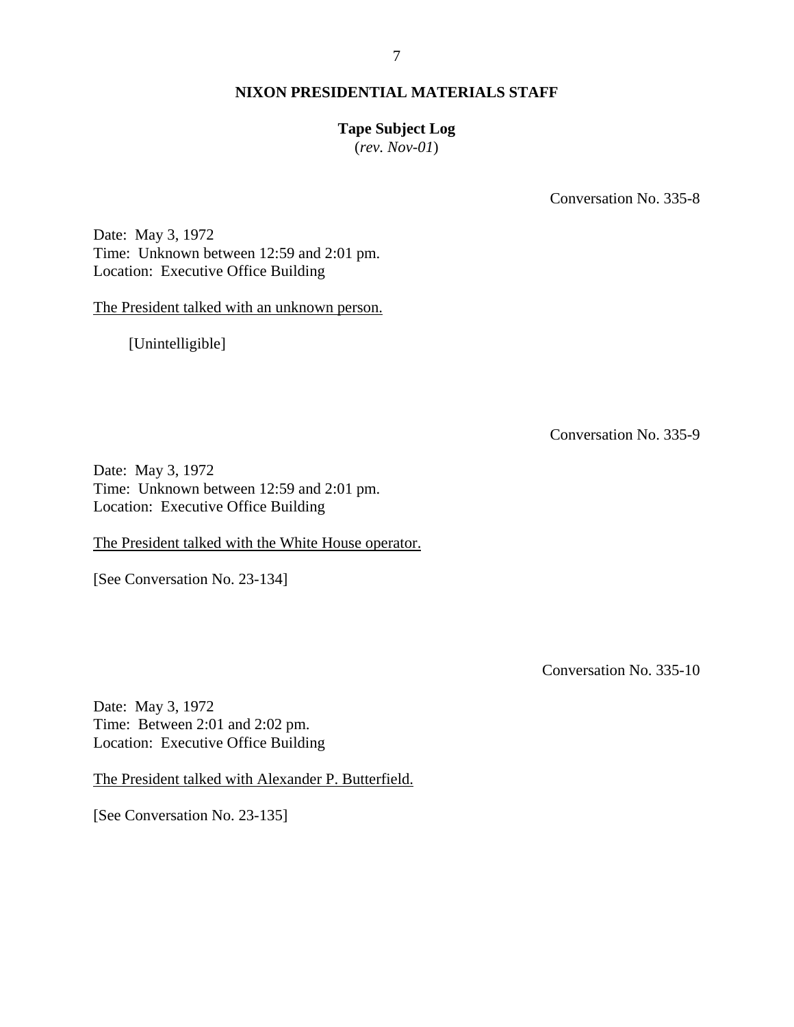**NIXON PRESIDENTIAL MATERIALS STAFF**

**Tape Subject Log**
(*rev. Nov-01*)

Conversation No. 335-8

Date: May 3, 1972
Time: Unknown between 12:59 and 2:01 pm.
Location: Executive Office Building

The President talked with an unknown person.

[Unintelligible]

Conversation No. 335-9

Date: May 3, 1972
Time: Unknown between 12:59 and 2:01 pm.
Location: Executive Office Building

The President talked with the White House operator.

[See Conversation No. 23-134]

Conversation No. 335-10

Date: May 3, 1972
Time: Between 2:01 and 2:02 pm.
Location: Executive Office Building

The President talked with Alexander P. Butterfield.

[See Conversation No. 23-135]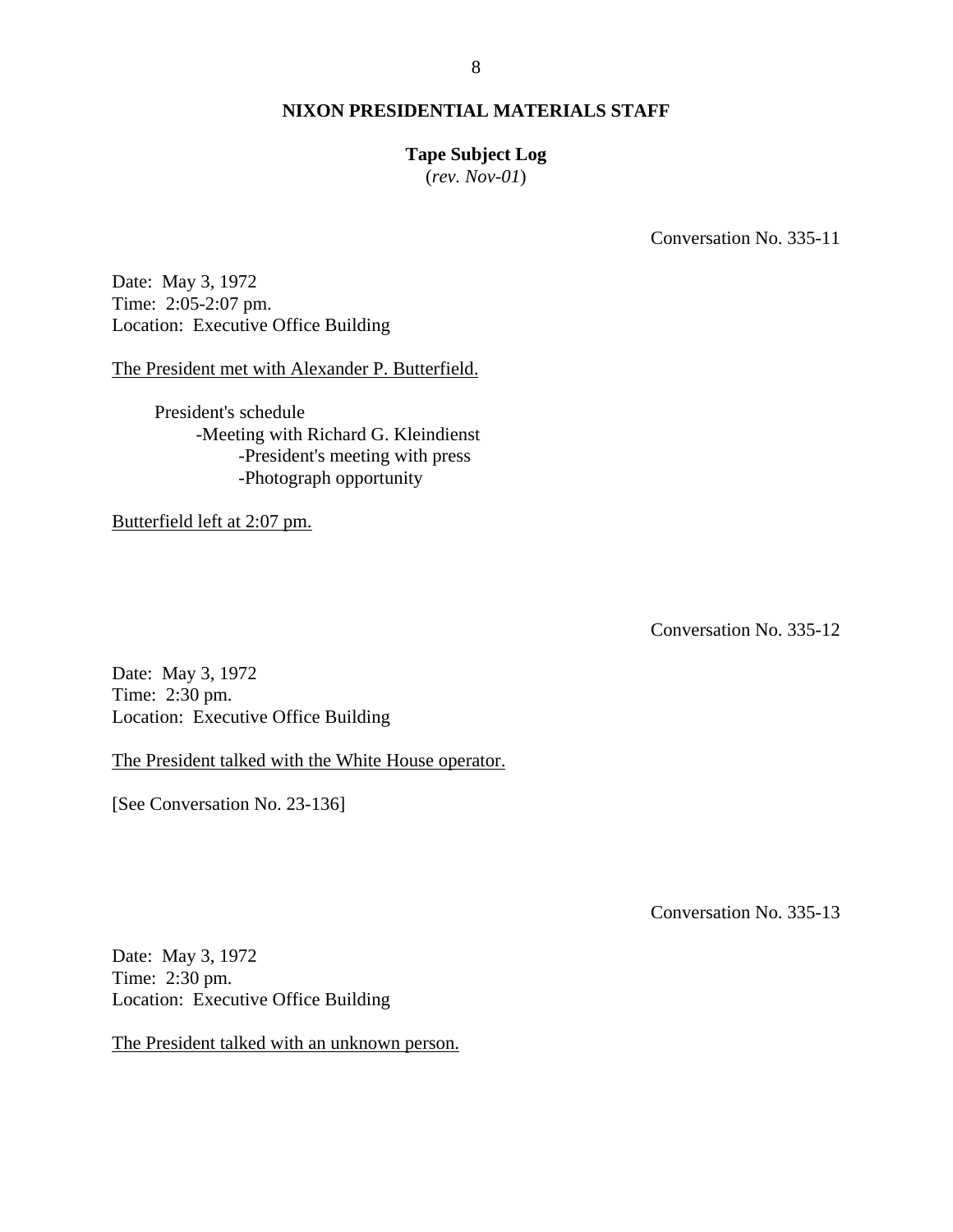**NIXON PRESIDENTIAL MATERIALS STAFF**

**Tape Subject Log**
(*rev. Nov-01*)

Conversation No. 335-11

Date: May 3, 1972
Time: 2:05-2:07 pm.
Location: Executive Office Building

The President met with Alexander P. Butterfield.

- President's schedule
    - Meeting with Richard G. Kleindienst
        - President's meeting with press
        - Photograph opportunity

Butterfield left at 2:07 pm.

Conversation No. 335-12

Date: May 3, 1972
Time: 2:30 pm.
Location: Executive Office Building

The President talked with the White House operator.

[See Conversation No. 23-136]

Conversation No. 335-13

Date: May 3, 1972
Time: 2:30 pm.
Location: Executive Office Building

The President talked with an unknown person.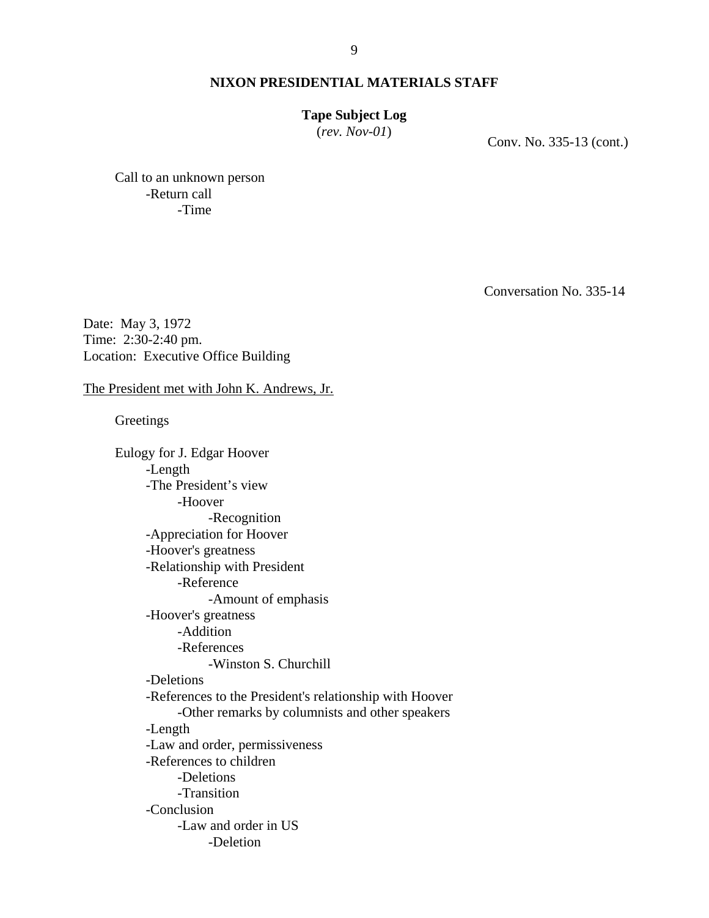**NIXON PRESIDENTIAL MATERIALS STAFF**

**Tape Subject Log**
(*rev. Nov-01*)

Conv. No. 335-13 (cont.)

Call to an unknown person
- Return call
  - Time

Conversation No. 335-14

Date: May 3, 1972
Time: 2:30-2:40 pm.
Location: Executive Office Building

The President met with John K. Andrews, Jr.

Greetings

Eulogy for J. Edgar Hoover
- Length
- The President's view
  - Hoover
    - Recognition
- Appreciation for Hoover
- Hoover's greatness
- Relationship with President
  - Reference
    - Amount of emphasis
- Hoover's greatness
  - Addition
  - References
    - Winston S. Churchill
- Deletions
- References to the President's relationship with Hoover
  - Other remarks by columnists and other speakers
- Length
- Law and order, permissiveness
- References to children
  - Deletions
  - Transition
- Conclusion
  - Law and order in US
    - Deletion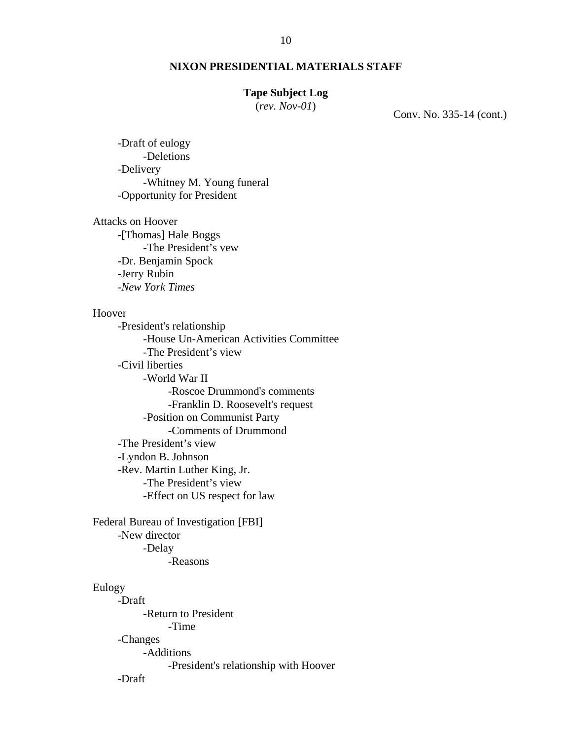**NIXON PRESIDENTIAL MATERIALS STAFF**

**Tape Subject Log**

(*rev. Nov-01*)

Conv. No. 335-14 (cont.)

- -Draft of eulogy
    - -Deletions
- -Delivery
    - -Whitney M. Young funeral
- -Opportunity for President

Attacks on Hoover

- -[Thomas] Hale Boggs
    - -The President's vew
- -Dr. Benjamin Spock
- -Jerry Rubin
- -*New York Times*

Hoover

- -President's relationship
    - -House Un-American Activities Committee
    - -The President's view
- -Civil liberties
    - -World War II
        - -Roscoe Drummond's comments
        - -Franklin D. Roosevelt's request
    - -Position on Communist Party
        - -Comments of Drummond
- -The President's view
- -Lyndon B. Johnson
- -Rev. Martin Luther King, Jr.
    - -The President's view
    - -Effect on US respect for law

Federal Bureau of Investigation [FBI]

- -New director
    - -Delay
        - -Reasons

Eulogy

- -Draft
    - -Return to President
        - -Time
- -Changes
    - -Additions
        - -President's relationship with Hoover
- -Draft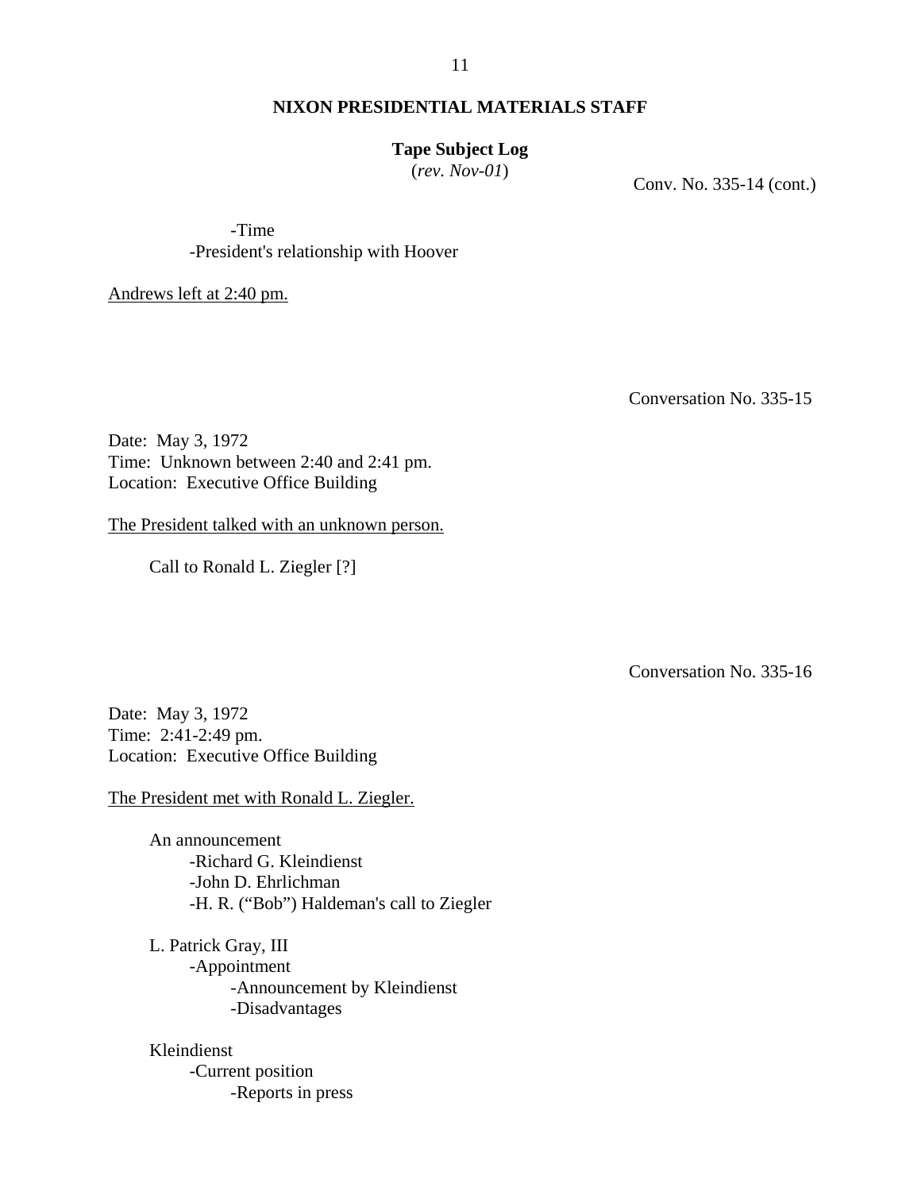**NIXON PRESIDENTIAL MATERIALS STAFF**

**Tape Subject Log**
(*rev. Nov-01*)

Conv. No. 335-14 (cont.)

- -Time
- -President's relationship with Hoover

Andrews left at 2:40 pm.

Conversation No. 335-15

Date: May 3, 1972
Time: Unknown between 2:40 and 2:41 pm.
Location: Executive Office Building

The President talked with an unknown person.

Call to Ronald L. Ziegler [?]

Conversation No. 335-16

Date: May 3, 1972
Time: 2:41-2:49 pm.
Location: Executive Office Building

The President met with Ronald L. Ziegler.

An announcement
- -Richard G. Kleindienst
- -John D. Ehrlichman
- -H. R. ("Bob") Haldeman's call to Ziegler

L. Patrick Gray, III
- -Appointment
  - -Announcement by Kleindienst
  - -Disadvantages

Kleindienst
- -Current position
  - -Reports in press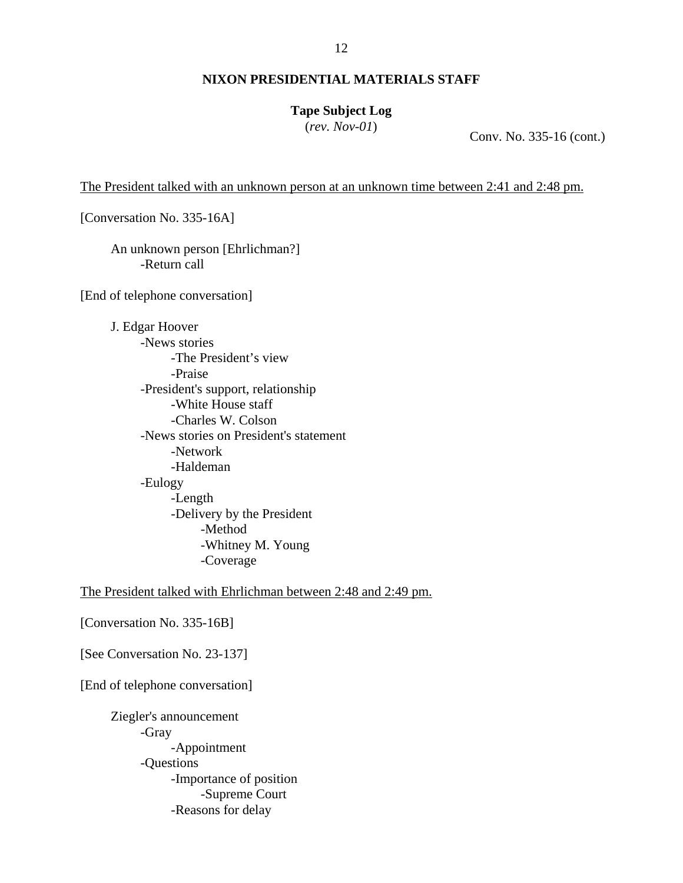**NIXON PRESIDENTIAL MATERIALS STAFF**

**Tape Subject Log**
(*rev. Nov-01*)

Conv. No. 335-16 (cont.)

The President talked with an unknown person at an unknown time between 2:41 and 2:48 pm.

[Conversation No. 335-16A]

- An unknown person [Ehrlichman?]
  - -Return call

[End of telephone conversation]

- J. Edgar Hoover
  - -News stories
    - -The President's view
    - -Praise
  - -President's support, relationship
    - -White House staff
    - -Charles W. Colson
  - -News stories on President's statement
    - -Network
    - -Haldeman
  - -Eulogy
    - -Length
    - -Delivery by the President
      - -Method
      - -Whitney M. Young
      - -Coverage

The President talked with Ehrlichman between 2:48 and 2:49 pm.

[Conversation No. 335-16B]

[See Conversation No. 23-137]

[End of telephone conversation]

- Ziegler's announcement
  - -Gray
    - -Appointment
  - -Questions
    - -Importance of position
      - -Supreme Court
    - -Reasons for delay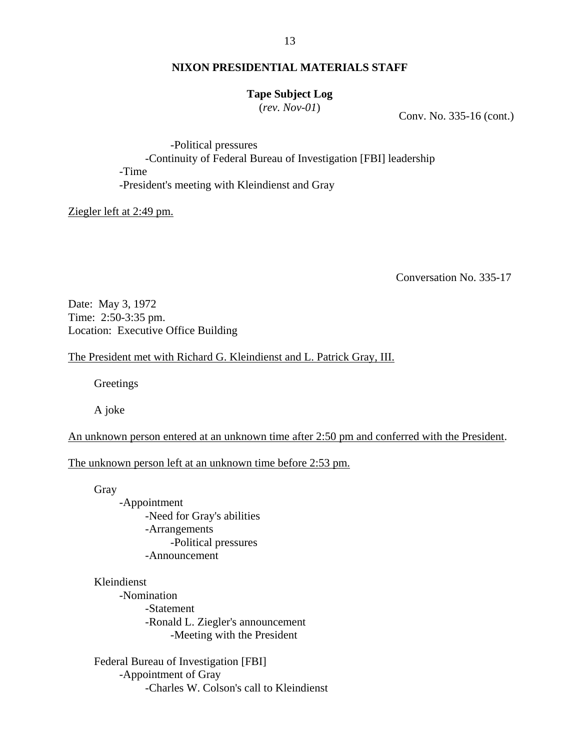**NIXON PRESIDENTIAL MATERIALS STAFF**

**Tape Subject Log**
(*rev. Nov-01*)

Conv. No. 335-16 (cont.)

- -Political pressures
  - -Continuity of Federal Bureau of Investigation [FBI] leadership
- -Time
- -President's meeting with Kleindienst and Gray

Ziegler left at 2:49 pm.

Conversation No. 335-17

Date: May 3, 1972
Time: 2:50-3:35 pm.
Location: Executive Office Building

The President met with Richard G. Kleindienst and L. Patrick Gray, III.

Greetings

A joke

An unknown person entered at an unknown time after 2:50 pm and conferred with the President.

The unknown person left at an unknown time before 2:53 pm.

Gray
- -Appointment
  - -Need for Gray's abilities
  - -Arrangements
    - -Political pressures
  - -Announcement

Kleindienst
- -Nomination
  - -Statement
  - -Ronald L. Ziegler's announcement
    - -Meeting with the President

Federal Bureau of Investigation [FBI]
- -Appointment of Gray
  - -Charles W. Colson's call to Kleindienst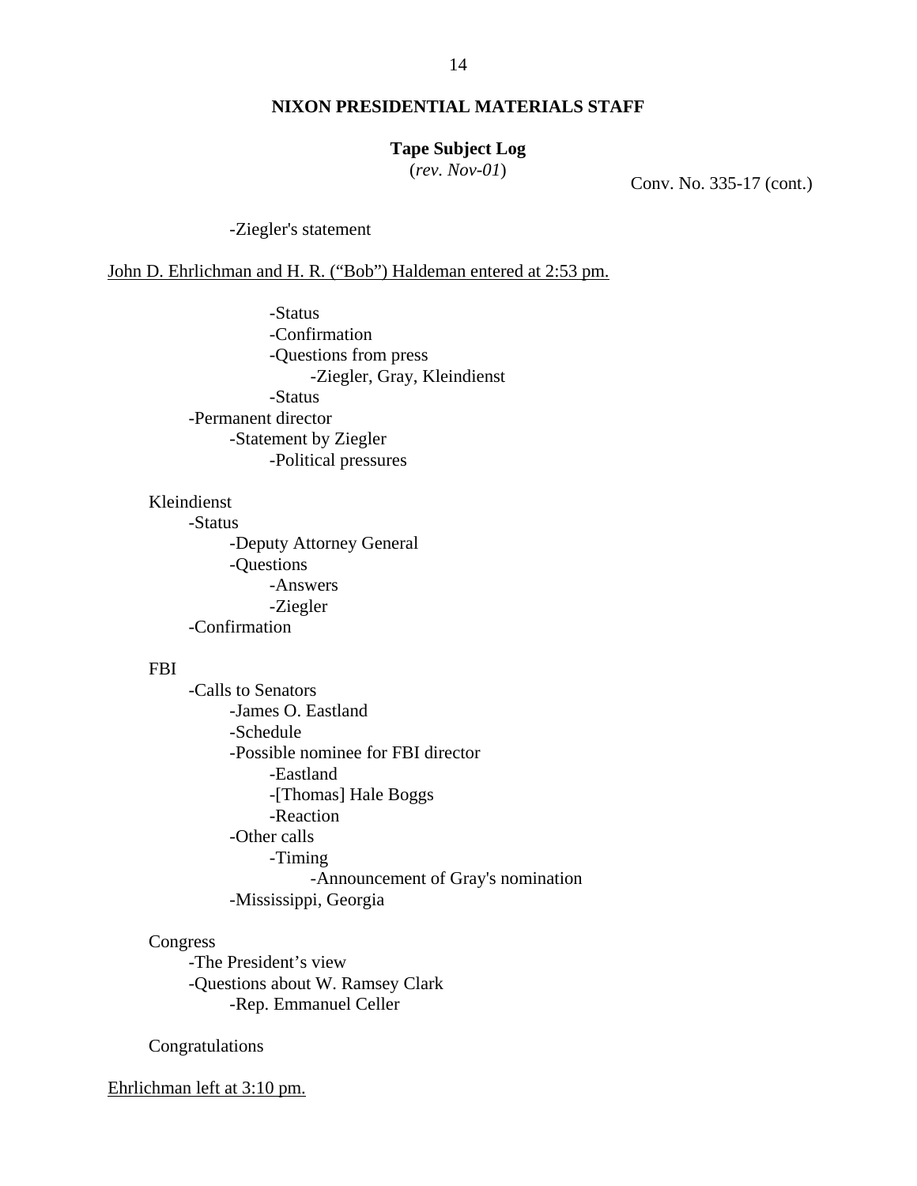**NIXON PRESIDENTIAL MATERIALS STAFF**

**Tape Subject Log**
(*rev. Nov-01*)

Conv. No. 335-17 (cont.)

- -Ziegler's statement

John D. Ehrlichman and H. R. ("Bob") Haldeman entered at 2:53 pm.

- -Status
- -Confirmation
- -Questions from press
    - -Ziegler, Gray, Kleindienst
- -Status

- -Permanent director
    - -Statement by Ziegler
        - -Political pressures

Kleindienst
- -Status
    - -Deputy Attorney General
    - -Questions
        - -Answers
        - -Ziegler
- -Confirmation

FBI
- -Calls to Senators
    - -James O. Eastland
    - -Schedule
    - -Possible nominee for FBI director
        - -Eastland
        - -[Thomas] Hale Boggs
        - -Reaction
    - -Other calls
        - -Timing
            - -Announcement of Gray's nomination
    - -Mississippi, Georgia

Congress
- -The President's view
- -Questions about W. Ramsey Clark
    - -Rep. Emmanuel Celler

Congratulations

Ehrlichman left at 3:10 pm.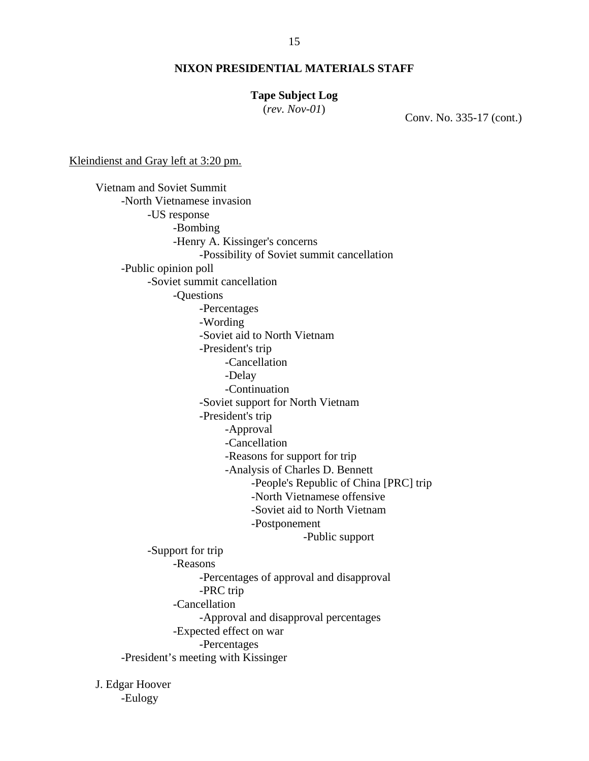**NIXON PRESIDENTIAL MATERIALS STAFF**

**Tape Subject Log**
(*rev. Nov-01*)

Conv. No. 335-17 (cont.)

Kleindienst and Gray left at 3:20 pm.

Vietnam and Soviet Summit
- -North Vietnamese invasion
  - -US response
    - -Bombing
    - -Henry A. Kissinger's concerns
      - -Possibility of Soviet summit cancellation
- -Public opinion poll
  - -Soviet summit cancellation
    - -Questions
      - -Percentages
      - -Wording
      - -Soviet aid to North Vietnam
      - -President's trip
        - -Cancellation
        - -Delay
        - -Continuation
      - -Soviet support for North Vietnam
      - -President's trip
        - -Approval
        - -Cancellation
        - -Reasons for support for trip
        - -Analysis of Charles D. Bennett
          - -People's Republic of China [PRC] trip
          - -North Vietnamese offensive
          - -Soviet aid to North Vietnam
          - -Postponement
            - -Public support
  - -Support for trip
    - -Reasons
      - -Percentages of approval and disapproval
      - -PRC trip
    - -Cancellation
      - -Approval and disapproval percentages
    - -Expected effect on war
      - -Percentages
- -President's meeting with Kissinger

J. Edgar Hoover
- -Eulogy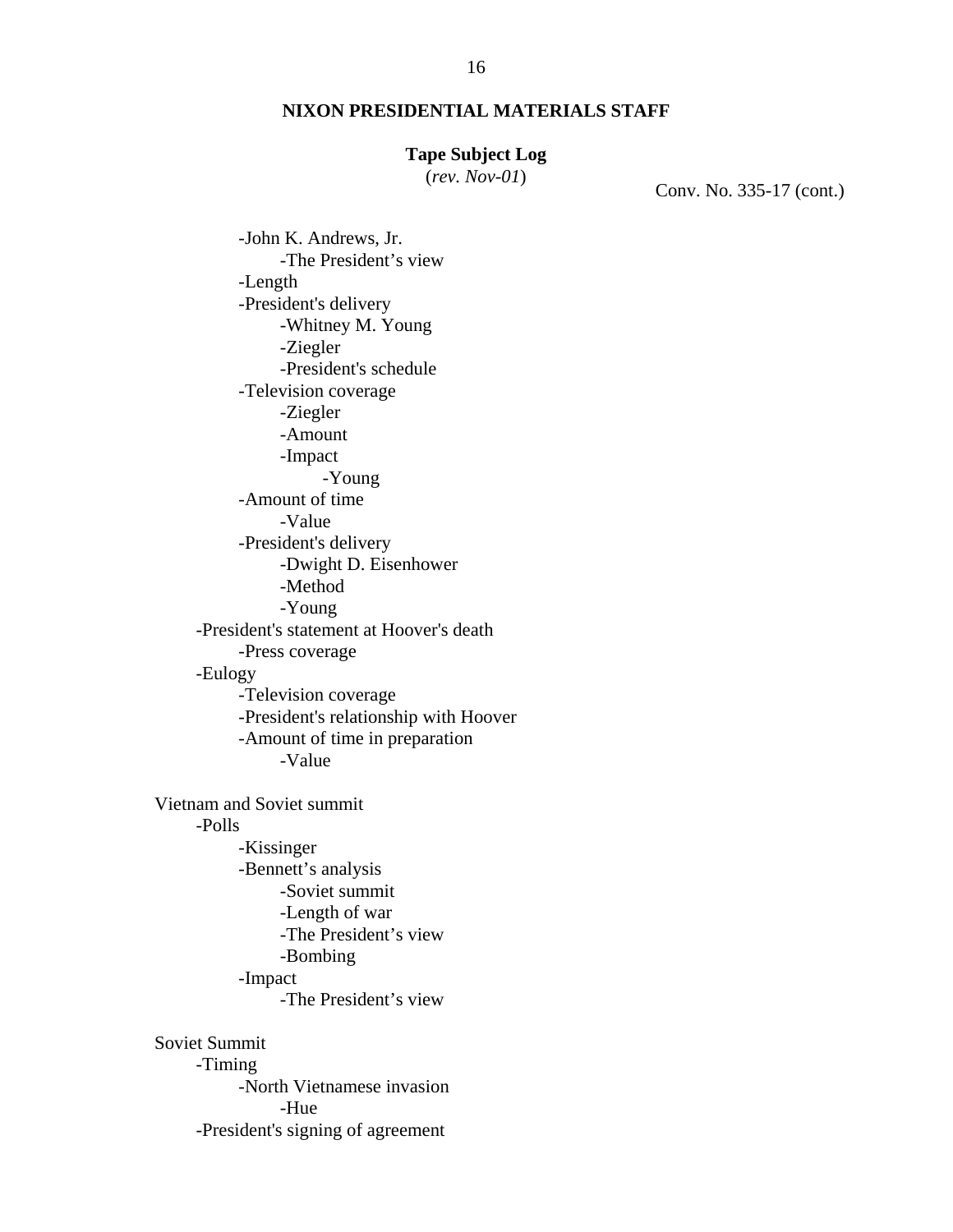**NIXON PRESIDENTIAL MATERIALS STAFF**

**Tape Subject Log**
(*rev. Nov-01*)

Conv. No. 335-17 (cont.)

- -John K. Andrews, Jr.
  - -The President's view
- -Length
- -President's delivery
  - -Whitney M. Young
  - -Ziegler
  - -President's schedule
- -Television coverage
  - -Ziegler
  - -Amount
  - -Impact
    - -Young
- -Amount of time
  - -Value
- -President's delivery
  - -Dwight D. Eisenhower
  - -Method
  - -Young

-President's statement at Hoover's death
- -Press coverage

-Eulogy
- -Television coverage
- -President's relationship with Hoover
- -Amount of time in preparation
  - -Value

Vietnam and Soviet summit
- -Polls
  - -Kissinger
  - -Bennett's analysis
    - -Soviet summit
    - -Length of war
    - -The President's view
    - -Bombing
  - -Impact
    - -The President's view

Soviet Summit
- -Timing
  - -North Vietnamese invasion
    - -Hue
- -President's signing of agreement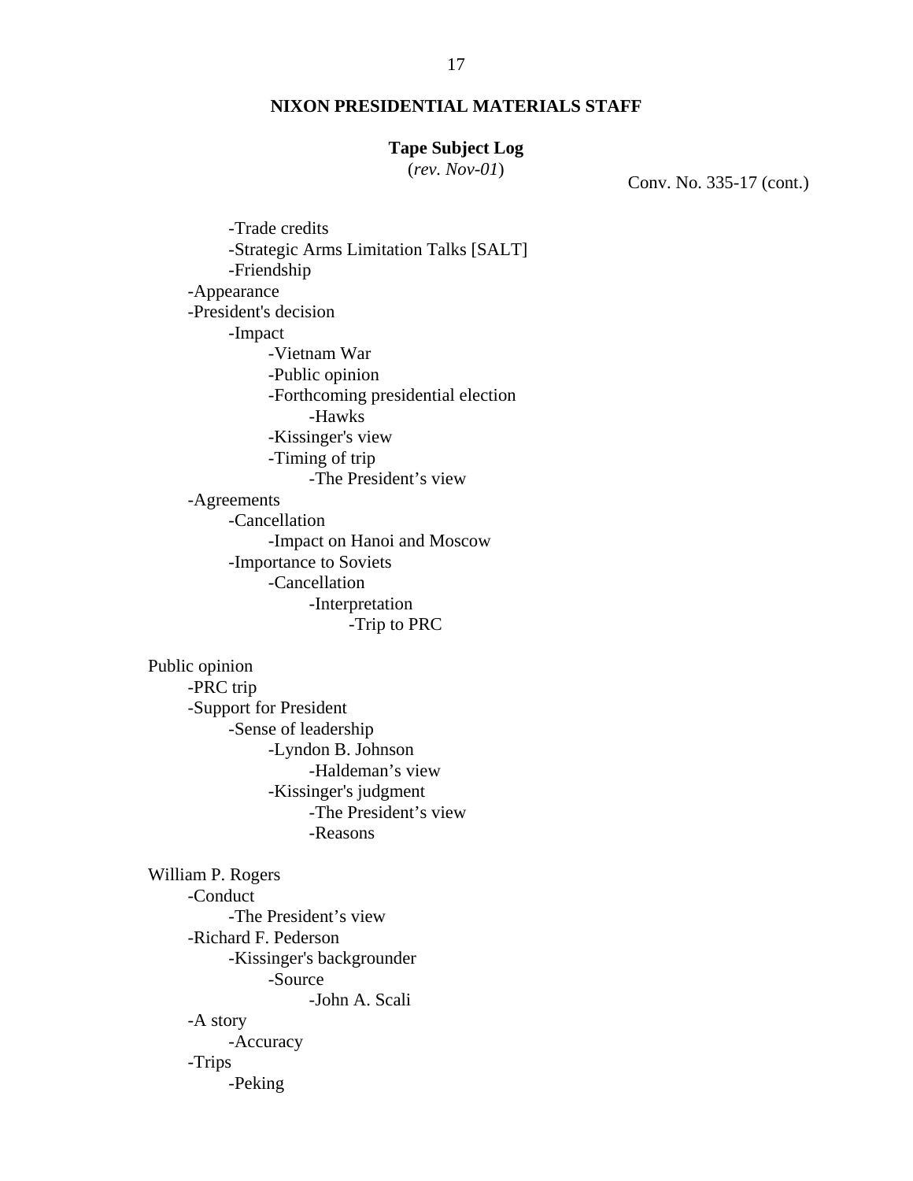**NIXON PRESIDENTIAL MATERIALS STAFF**

**Tape Subject Log**
(*rev. Nov-01*)

Conv. No. 335-17 (cont.)

- -Trade credits
- -Strategic Arms Limitation Talks [SALT]
- -Friendship

-Appearance
-President's decision
- -Impact
  - -Vietnam War
  - -Public opinion
  - -Forthcoming presidential election
    - -Hawks
  - -Kissinger's view
  - -Timing of trip
    - -The President's view

-Agreements
- -Cancellation
  - -Impact on Hanoi and Moscow
- -Importance to Soviets
  - -Cancellation
    - -Interpretation
      - -Trip to PRC

Public opinion
- -PRC trip
- -Support for President
  - -Sense of leadership
    - -Lyndon B. Johnson
      - -Haldeman's view
    - -Kissinger's judgment
      - -The President's view
      - -Reasons

William P. Rogers
- -Conduct
  - -The President's view
- -Richard F. Pederson
  - -Kissinger's backgrounder
    - -Source
      - -John A. Scali
- -A story
  - -Accuracy
- -Trips
  - -Peking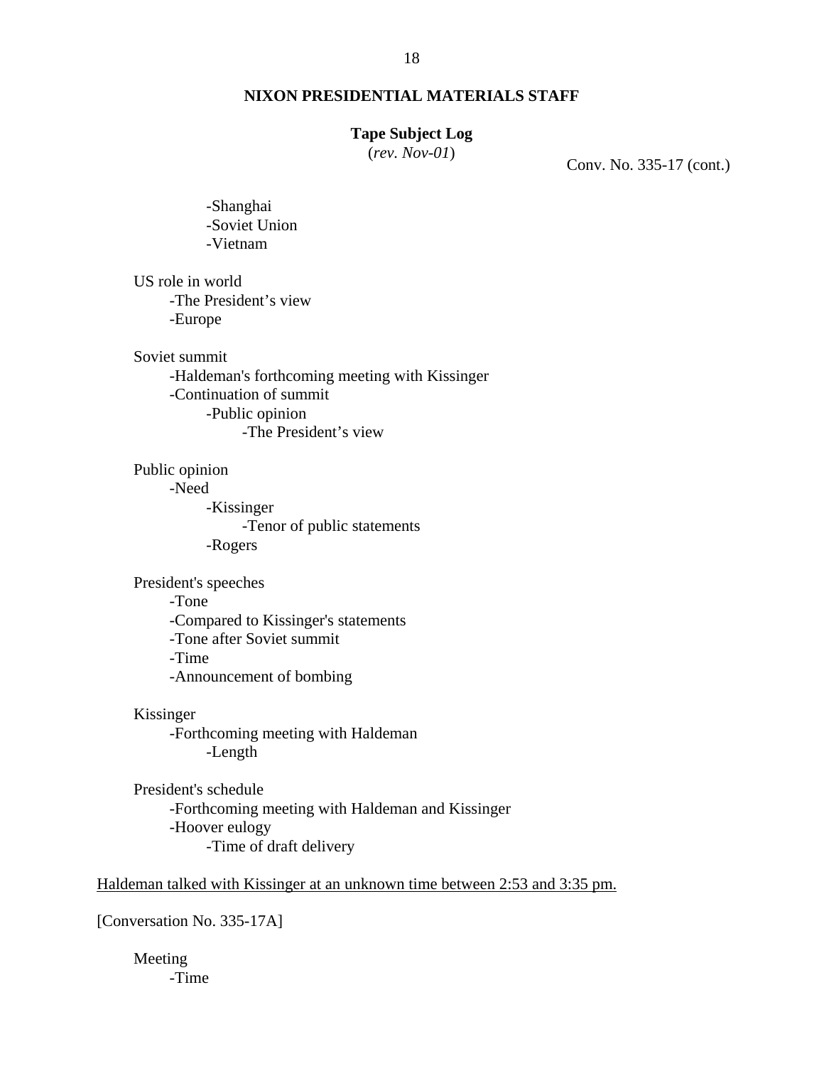**NIXON PRESIDENTIAL MATERIALS STAFF**

**Tape Subject Log**
(*rev. Nov-01*)

Conv. No. 335-17 (cont.)

- -Shanghai
- -Soviet Union
- -Vietnam

US role in world
- -The President's view
- -Europe

Soviet summit
- -Haldeman's forthcoming meeting with Kissinger
- -Continuation of summit
  - -Public opinion
    - -The President's view

Public opinion
- -Need
  - -Kissinger
    - -Tenor of public statements
  - -Rogers

President's speeches
- -Tone
- -Compared to Kissinger's statements
- -Tone after Soviet summit
- -Time
- -Announcement of bombing

Kissinger
- -Forthcoming meeting with Haldeman
  - -Length

President's schedule
- -Forthcoming meeting with Haldeman and Kissinger
- -Hoover eulogy
  - -Time of draft delivery

<u>Haldeman talked with Kissinger at an unknown time between 2:53 and 3:35 pm.</u>

[Conversation No. 335-17A]

Meeting
- -Time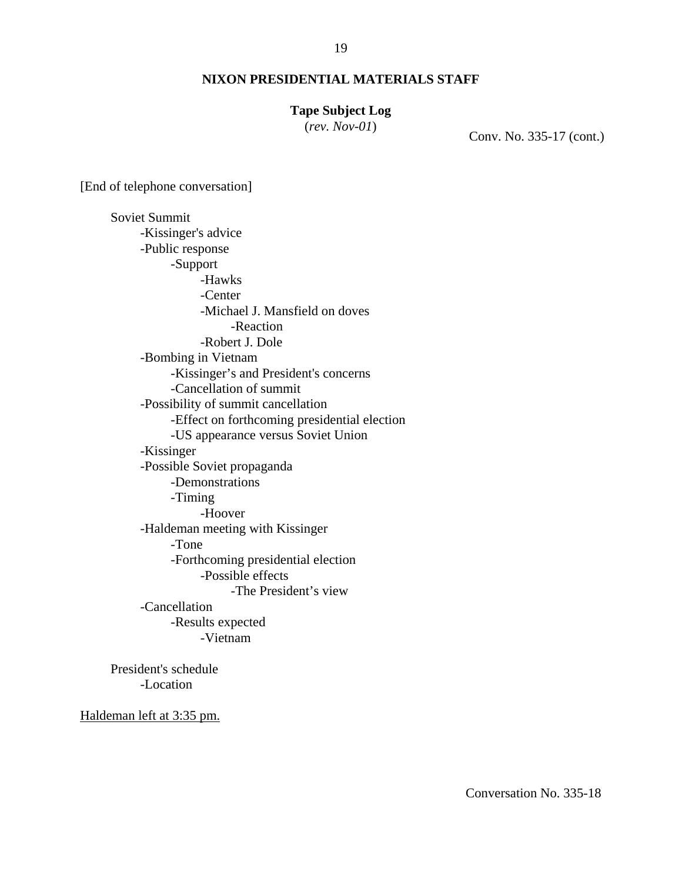**NIXON PRESIDENTIAL MATERIALS STAFF**

**Tape Subject Log**
(*rev. Nov-01*)

Conv. No. 335-17 (cont.)

[End of telephone conversation]

- Soviet Summit
  - -Kissinger's advice
  - -Public response
    - -Support
      - -Hawks
      - -Center
      - -Michael J. Mansfield on doves
        - -Reaction
      - -Robert J. Dole
  - -Bombing in Vietnam
    - -Kissinger's and President's concerns
    - -Cancellation of summit
  - -Possibility of summit cancellation
    - -Effect on forthcoming presidential election
    - -US appearance versus Soviet Union
  - -Kissinger
  - -Possible Soviet propaganda
    - -Demonstrations
    - -Timing
      - -Hoover
  - -Haldeman meeting with Kissinger
    - -Tone
    - -Forthcoming presidential election
      - -Possible effects
        - -The President's view
  - -Cancellation
    - -Results expected
      - -Vietnam

- President's schedule
  - -Location

<u>Haldeman left at 3:35 pm.</u>

Conversation No. 335-18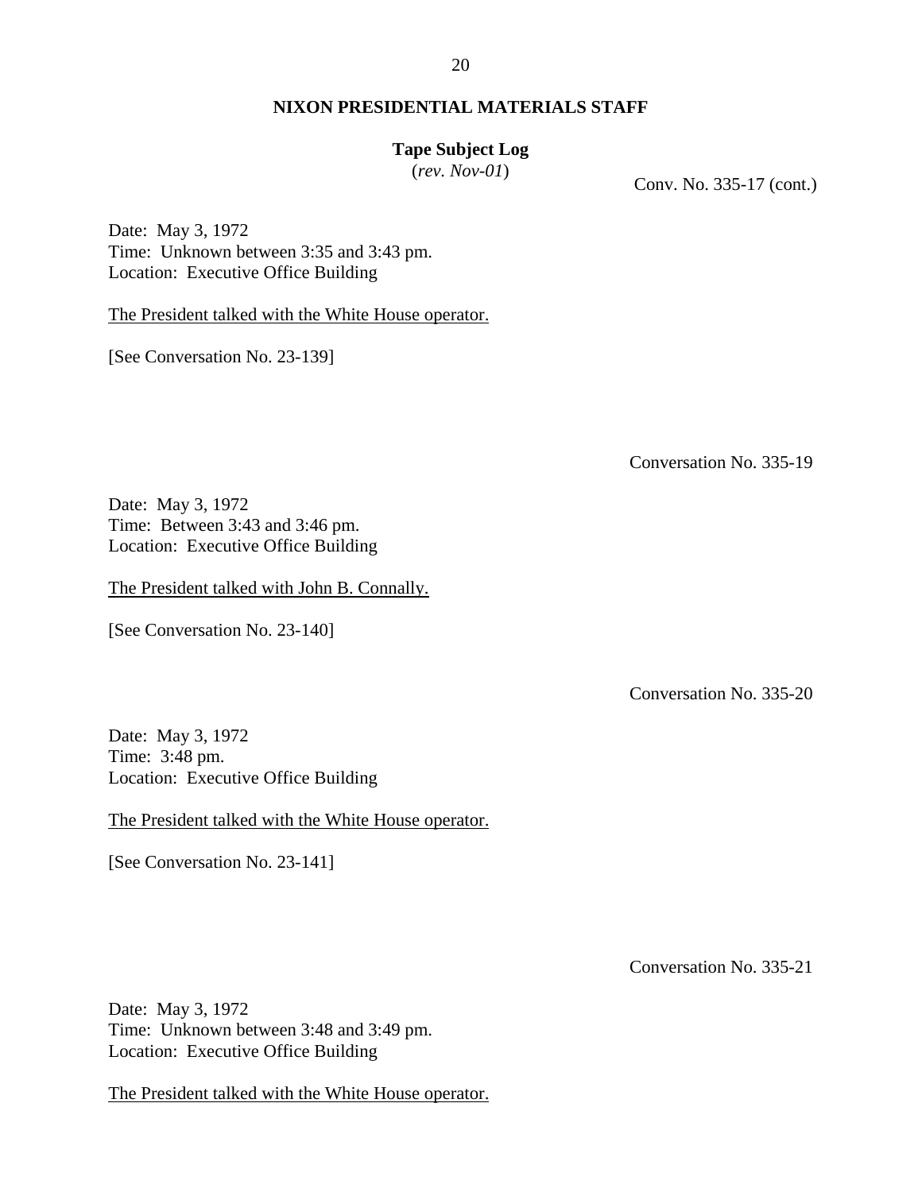**NIXON PRESIDENTIAL MATERIALS STAFF**

**Tape Subject Log**
(*rev. Nov-01*)

Conv. No. 335-17 (cont.)

Date: May 3, 1972
Time: Unknown between 3:35 and 3:43 pm.
Location: Executive Office Building

The President talked with the White House operator.

[See Conversation No. 23-139]

Conversation No. 335-19

Date: May 3, 1972
Time: Between 3:43 and 3:46 pm.
Location: Executive Office Building

The President talked with John B. Connally.

[See Conversation No. 23-140]

Conversation No. 335-20

Date: May 3, 1972
Time: 3:48 pm.
Location: Executive Office Building

The President talked with the White House operator.

[See Conversation No. 23-141]

Conversation No. 335-21

Date: May 3, 1972
Time: Unknown between 3:48 and 3:49 pm.
Location: Executive Office Building

The President talked with the White House operator.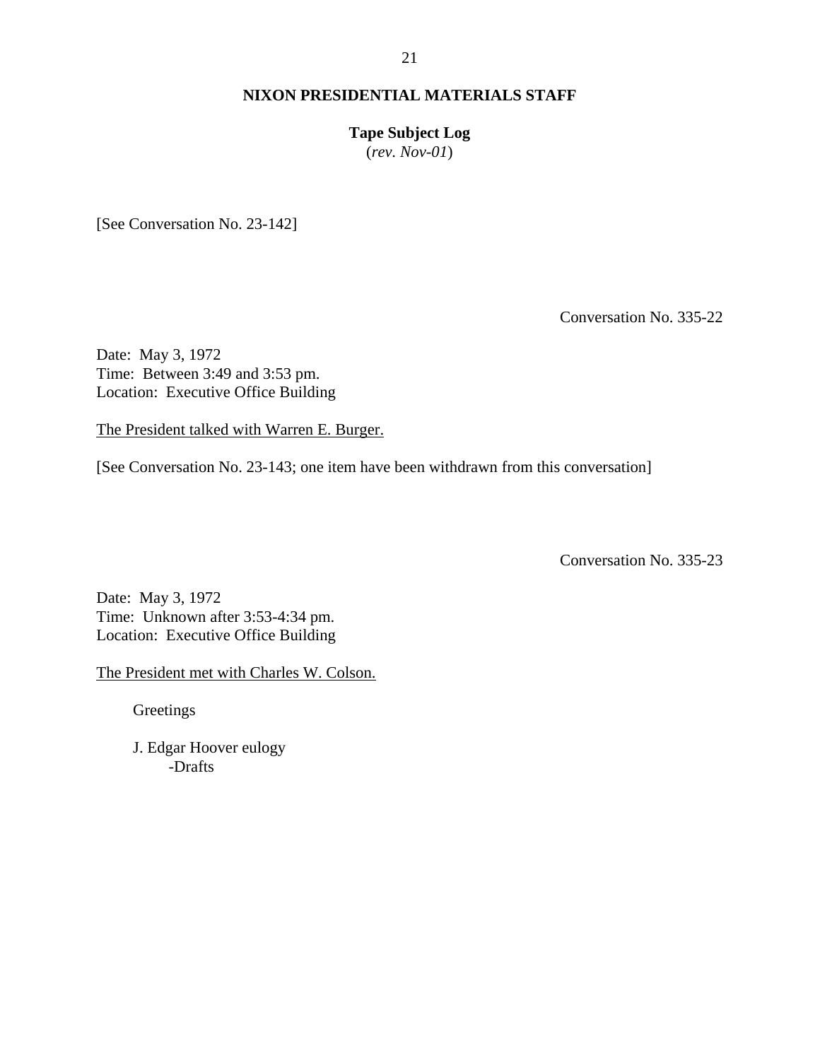[See Conversation No. 23-142]

Conversation No. 335-22

Date: May 3, 1972
Time: Between 3:49 and 3:53 pm.
Location: Executive Office Building

<u>The President talked with Warren E. Burger.</u>

[See Conversation No. 23-143; one item have been withdrawn from this conversation]

Conversation No. 335-23

Date: May 3, 1972
Time: Unknown after 3:53-4:34 pm.
Location: Executive Office Building

<u>The President met with Charles W. Colson.</u>

Greetings

J. Edgar Hoover eulogy
-Drafts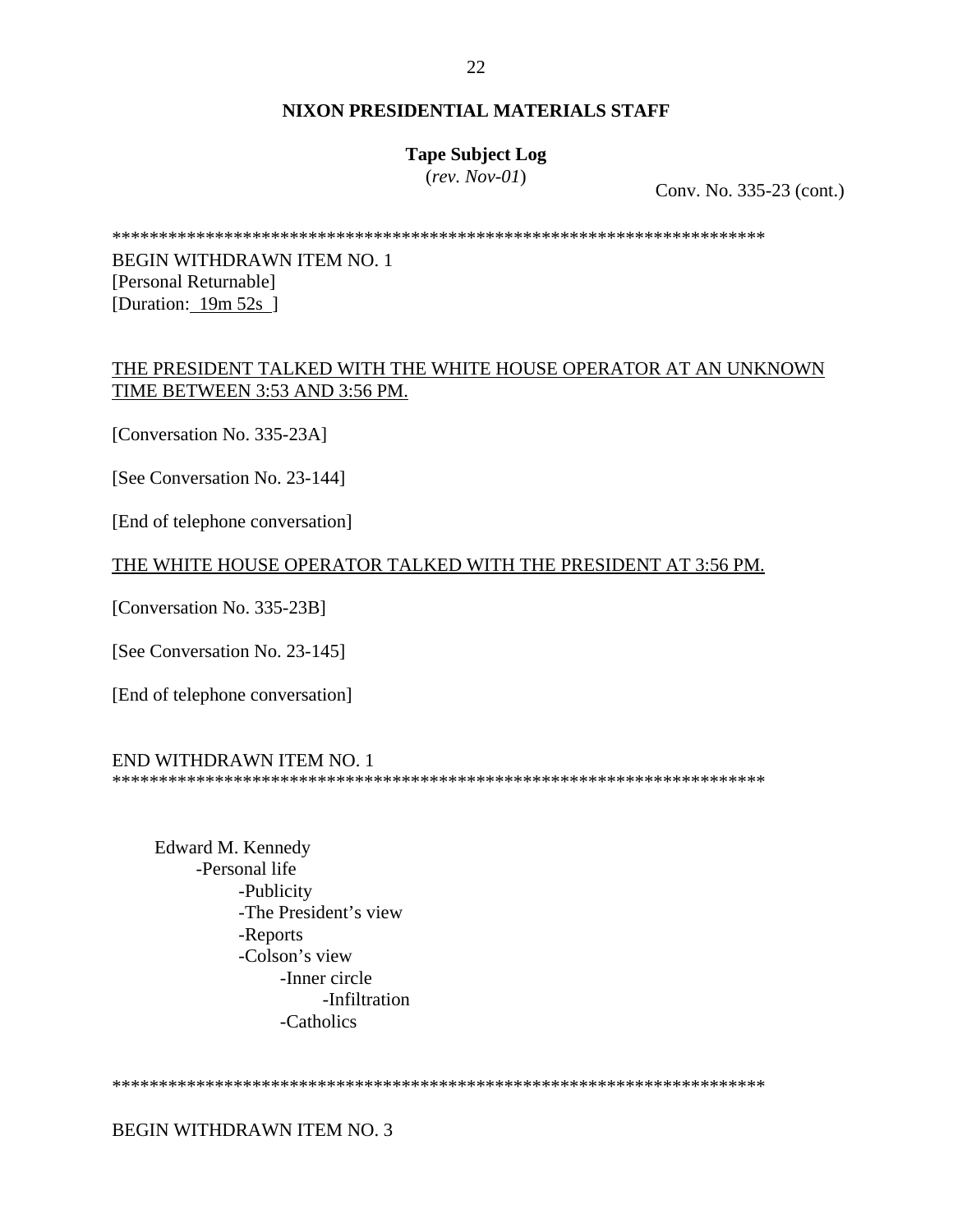**NIXON PRESIDENTIAL MATERIALS STAFF**

**Tape Subject Log**
(*rev. Nov-01*)

Conv. No. 335-23 (cont.)

************************************************************************

BEGIN WITHDRAWN ITEM NO. 1
[Personal Returnable]
[Duration: 19m 52s ]

THE PRESIDENT TALKED WITH THE WHITE HOUSE OPERATOR AT AN UNKNOWN TIME BETWEEN 3:53 AND 3:56 PM.

[Conversation No. 335-23A]

[See Conversation No. 23-144]

[End of telephone conversation]

THE WHITE HOUSE OPERATOR TALKED WITH THE PRESIDENT AT 3:56 PM.

[Conversation No. 335-23B]

[See Conversation No. 23-145]

[End of telephone conversation]

END WITHDRAWN ITEM NO. 1
************************************************************************

- Edward M. Kennedy
  - -Personal life
    - -Publicity
    - -The President's view
    - -Reports
    - -Colson's view
      - -Inner circle
        - -Infiltration
      - -Catholics

************************************************************************

BEGIN WITHDRAWN ITEM NO. 3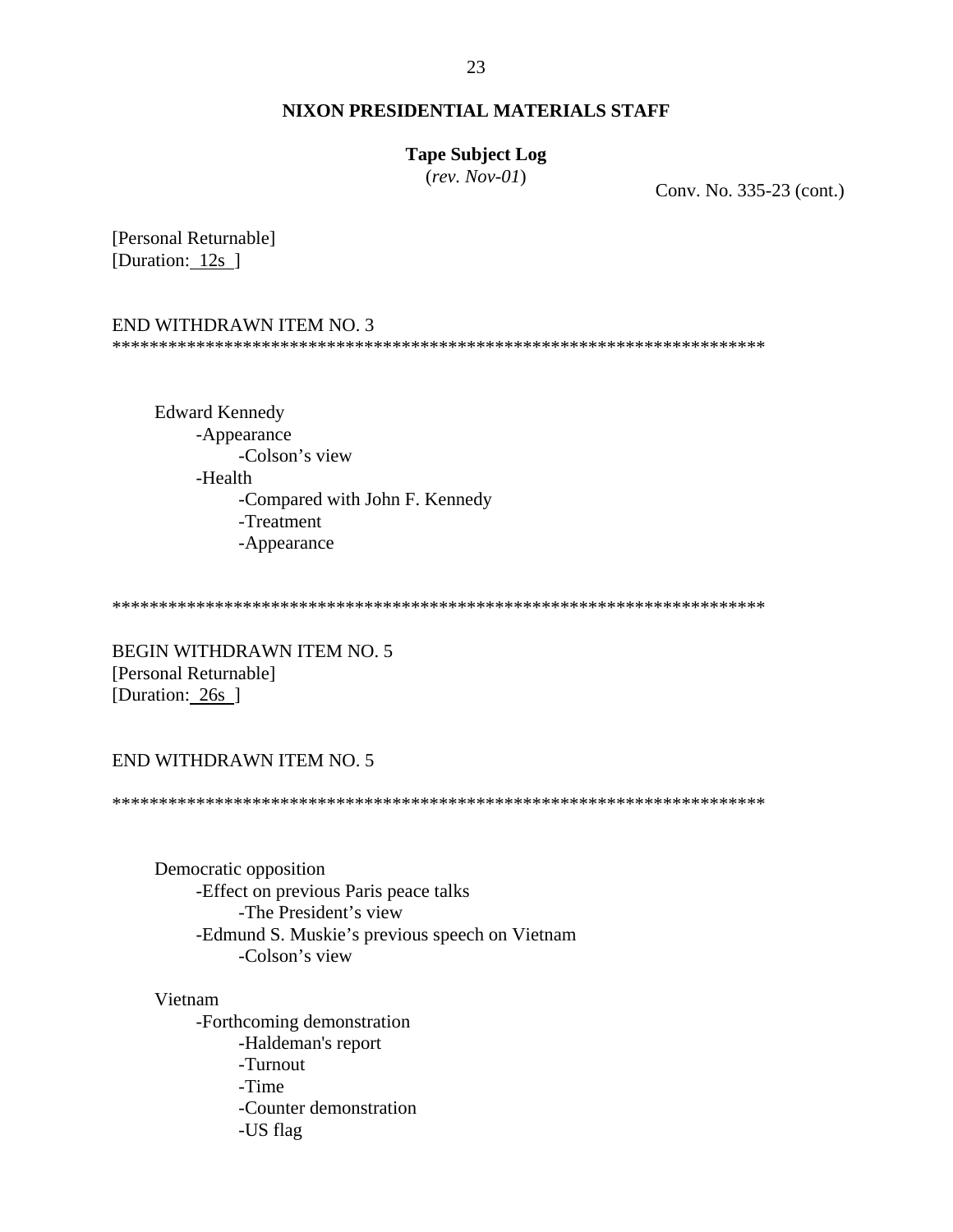**NIXON PRESIDENTIAL MATERIALS STAFF**

**Tape Subject Log**
(*rev. Nov-01*)

Conv. No. 335-23 (cont.)

[Personal Returnable]
[Duration: 12s ]

END WITHDRAWN ITEM NO. 3
************************************************************************

Edward Kennedy
- -Appearance
    - -Colson's view
- -Health
    - -Compared with John F. Kennedy
    - -Treatment
    - -Appearance

************************************************************************

BEGIN WITHDRAWN ITEM NO. 5
[Personal Returnable]
[Duration: 26s ]

END WITHDRAWN ITEM NO. 5

************************************************************************

Democratic opposition
- -Effect on previous Paris peace talks
    - -The President's view
- -Edmund S. Muskie's previous speech on Vietnam
    - -Colson's view

Vietnam
- -Forthcoming demonstration
    - -Haldeman's report
    - -Turnout
    - -Time
    - -Counter demonstration
    - -US flag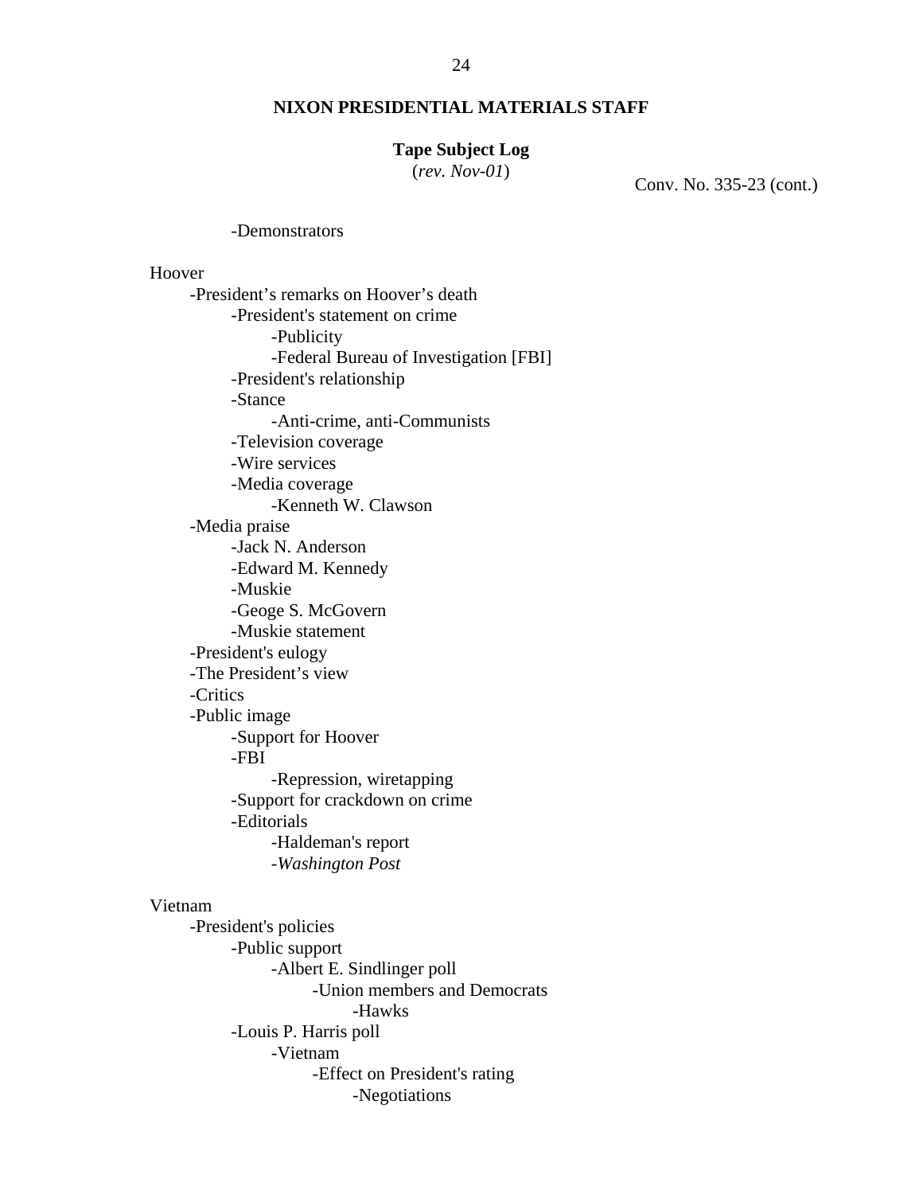**NIXON PRESIDENTIAL MATERIALS STAFF**

**Tape Subject Log**
(*rev. Nov-01*)

Conv. No. 335-23 (cont.)

- -Demonstrators

Hoover
- -President's remarks on Hoover's death
    - -President's statement on crime
        - -Publicity
        - -Federal Bureau of Investigation [FBI]
    - -President's relationship
    - -Stance
        - -Anti-crime, anti-Communists
    - -Television coverage
    - -Wire services
    - -Media coverage
        - -Kenneth W. Clawson
- -Media praise
    - -Jack N. Anderson
    - -Edward M. Kennedy
    - -Muskie
    - -Geoge S. McGovern
    - -Muskie statement
- -President's eulogy
- -The President's view
- -Critics
- -Public image
    - -Support for Hoover
    - -FBI
        - -Repression, wiretapping
    - -Support for crackdown on crime
    - -Editorials
        - -Haldeman's report
        - -*Washington Post*

Vietnam
- -President's policies
    - -Public support
        - -Albert E. Sindlinger poll
            - -Union members and Democrats
                - -Hawks
    - -Louis P. Harris poll
        - -Vietnam
            - -Effect on President's rating
                - -Negotiations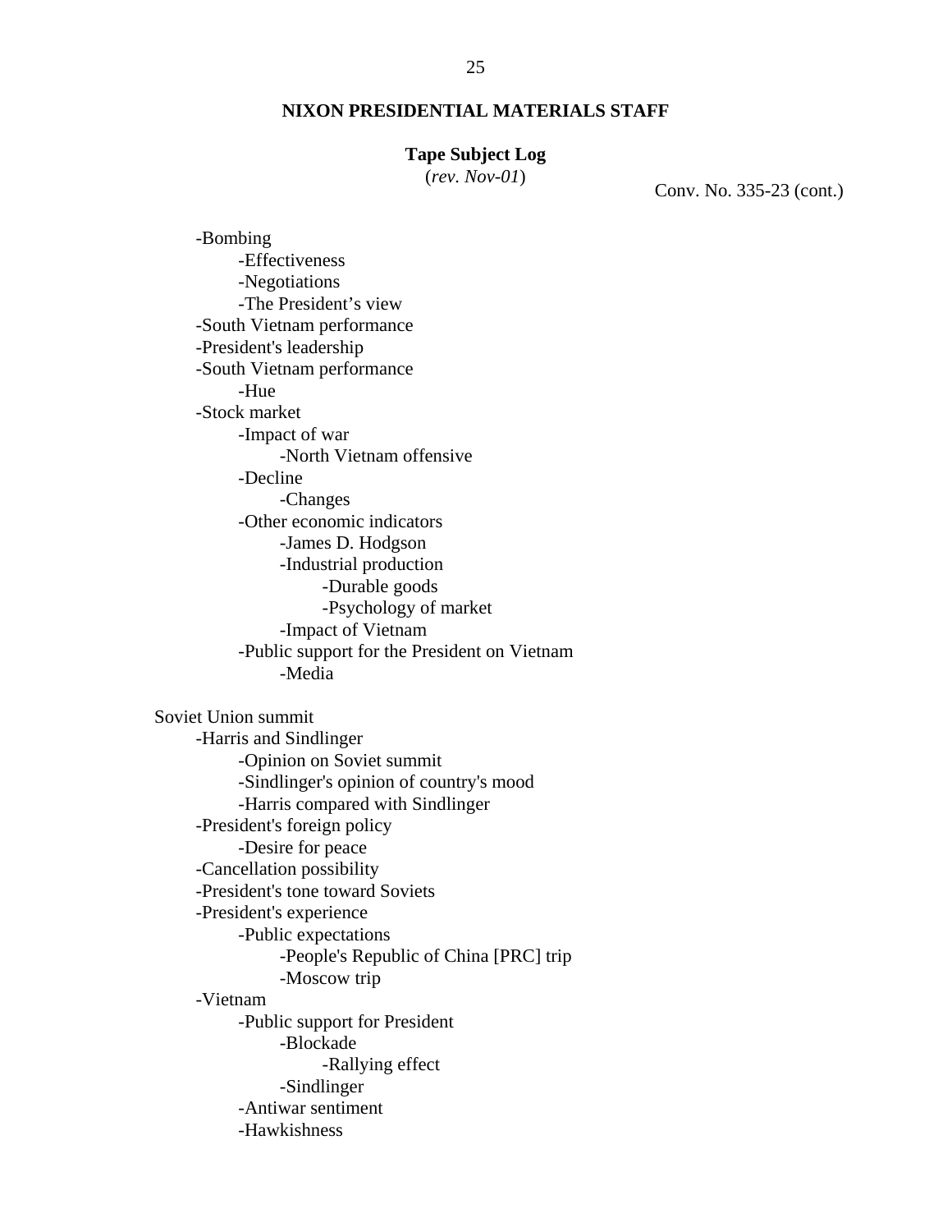**NIXON PRESIDENTIAL MATERIALS STAFF**

**Tape Subject Log**
(*rev. Nov-01*)

Conv. No. 335-23 (cont.)

- -Bombing
  - -Effectiveness
  - -Negotiations
  - -The President's view
- -South Vietnam performance
- -President's leadership
- -South Vietnam performance
  - -Hue
- -Stock market
  - -Impact of war
    - -North Vietnam offensive
  - -Decline
    - -Changes
  - -Other economic indicators
    - -James D. Hodgson
    - -Industrial production
      - -Durable goods
      - -Psychology of market
    - -Impact of Vietnam
  - -Public support for the President on Vietnam
    - -Media

Soviet Union summit

- -Harris and Sindlinger
  - -Opinion on Soviet summit
  - -Sindlinger's opinion of country's mood
  - -Harris compared with Sindlinger
- -President's foreign policy
  - -Desire for peace
- -Cancellation possibility
- -President's tone toward Soviets
- -President's experience
  - -Public expectations
    - -People's Republic of China [PRC] trip
    - -Moscow trip
- -Vietnam
  - -Public support for President
    - -Blockade
      - -Rallying effect
    - -Sindlinger
  - -Antiwar sentiment
  - -Hawkishness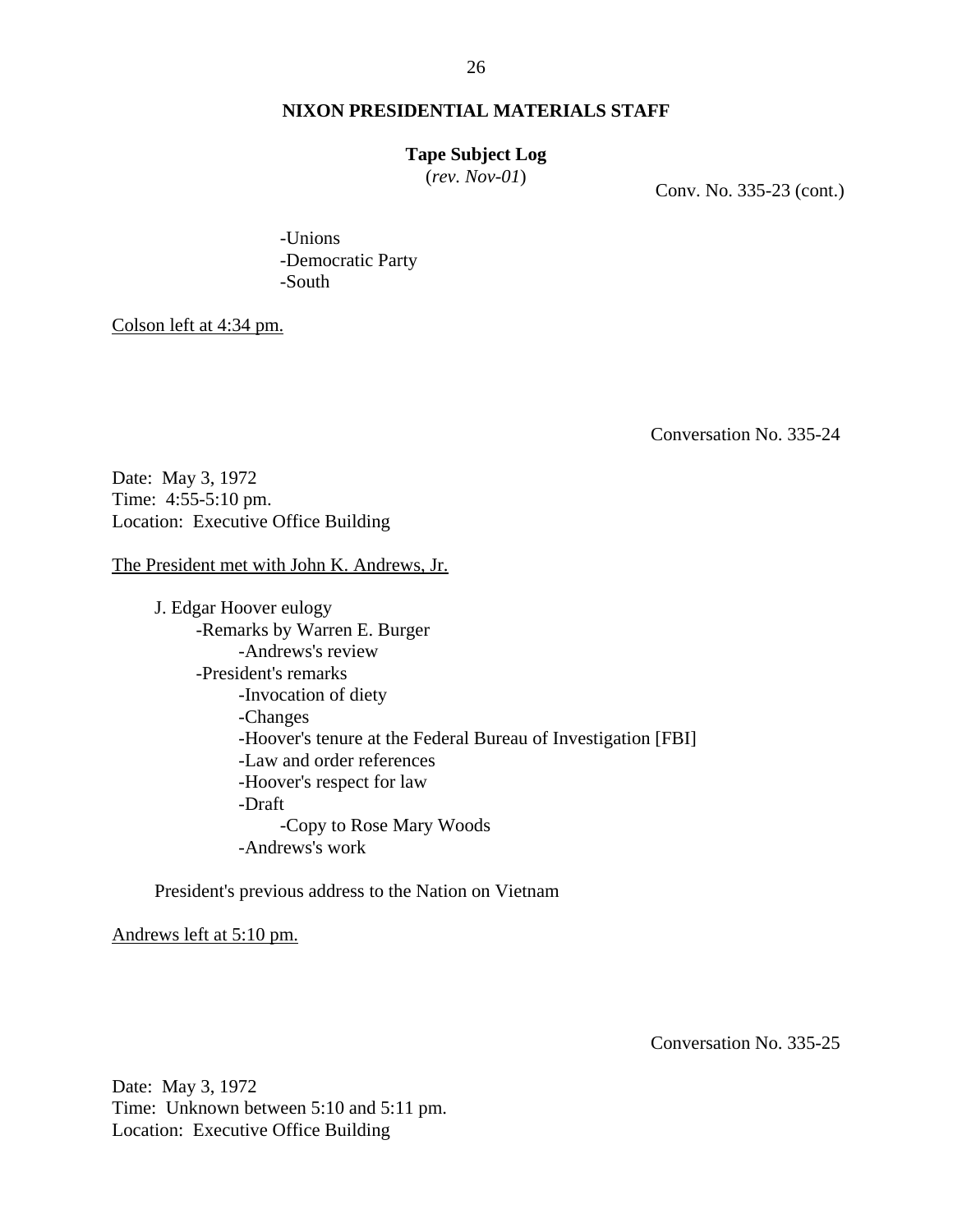**NIXON PRESIDENTIAL MATERIALS STAFF**

**Tape Subject Log**
(*rev. Nov-01*)

Conv. No. 335-23 (cont.)

- Unions
- Democratic Party
- South

Colson left at 4:34 pm.

Conversation No. 335-24

Date: May 3, 1972
Time: 4:55-5:10 pm.
Location: Executive Office Building

The President met with John K. Andrews, Jr.

J. Edgar Hoover eulogy
- Remarks by Warren E. Burger
  - Andrews's review
- President's remarks
  - Invocation of diety
  - Changes
  - Hoover's tenure at the Federal Bureau of Investigation [FBI]
  - Law and order references
  - Hoover's respect for law
  - Draft
    - Copy to Rose Mary Woods
  - Andrews's work

President's previous address to the Nation on Vietnam

Andrews left at 5:10 pm.

Conversation No. 335-25

Date: May 3, 1972
Time: Unknown between 5:10 and 5:11 pm.
Location: Executive Office Building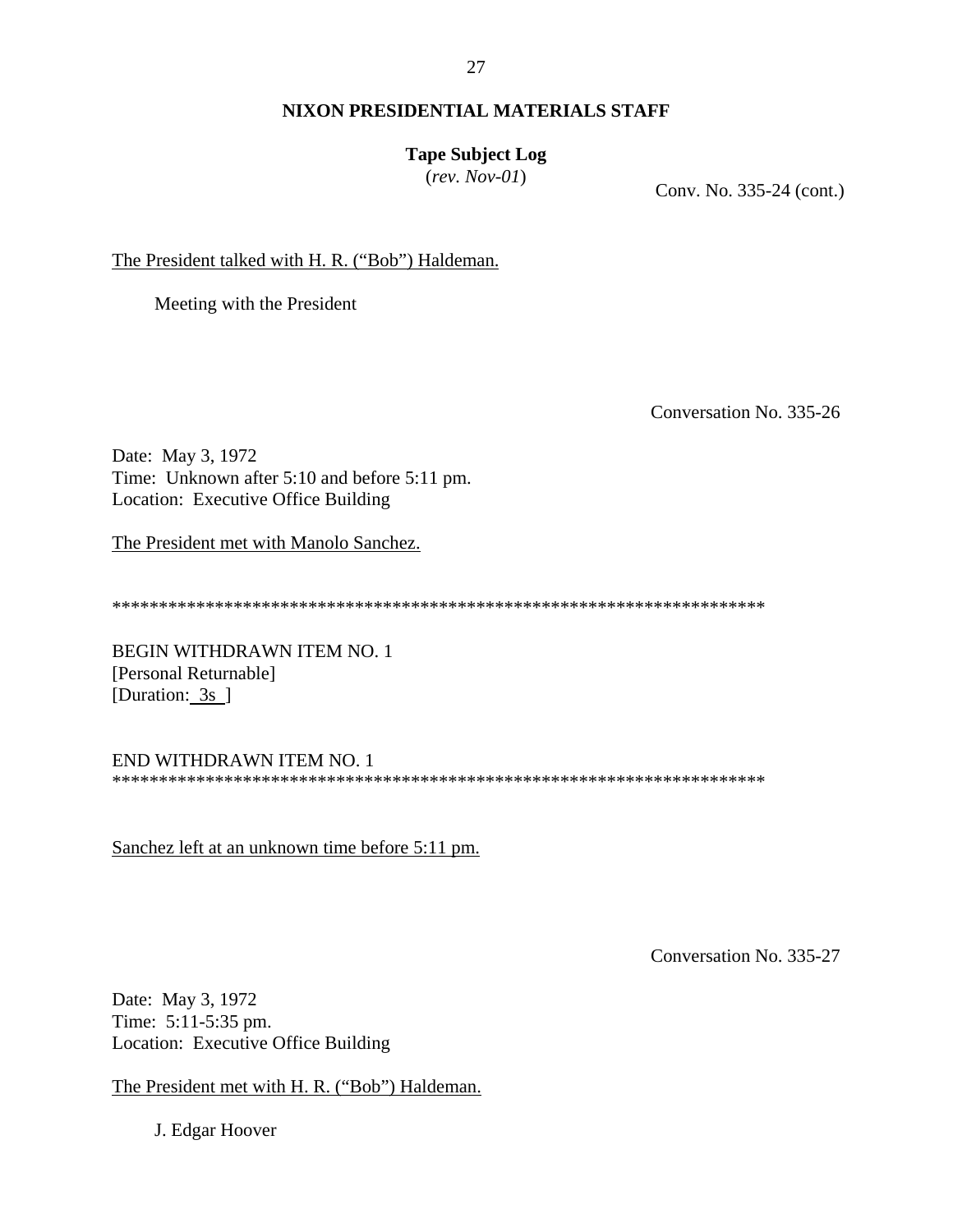**NIXON PRESIDENTIAL MATERIALS STAFF**

**Tape Subject Log**
(*rev. Nov-01*)

Conv. No. 335-24 (cont.)

The President talked with H. R. ("Bob") Haldeman.

Meeting with the President

Conversation No. 335-26

Date: May 3, 1972
Time: Unknown after 5:10 and before 5:11 pm.
Location: Executive Office Building

The President met with Manolo Sanchez.

************************************************************************

BEGIN WITHDRAWN ITEM NO. 1
[Personal Returnable]
[Duration: 3s ]

END WITHDRAWN ITEM NO. 1
************************************************************************

Sanchez left at an unknown time before 5:11 pm.

Conversation No. 335-27

Date: May 3, 1972
Time: 5:11-5:35 pm.
Location: Executive Office Building

The President met with H. R. ("Bob") Haldeman.

J. Edgar Hoover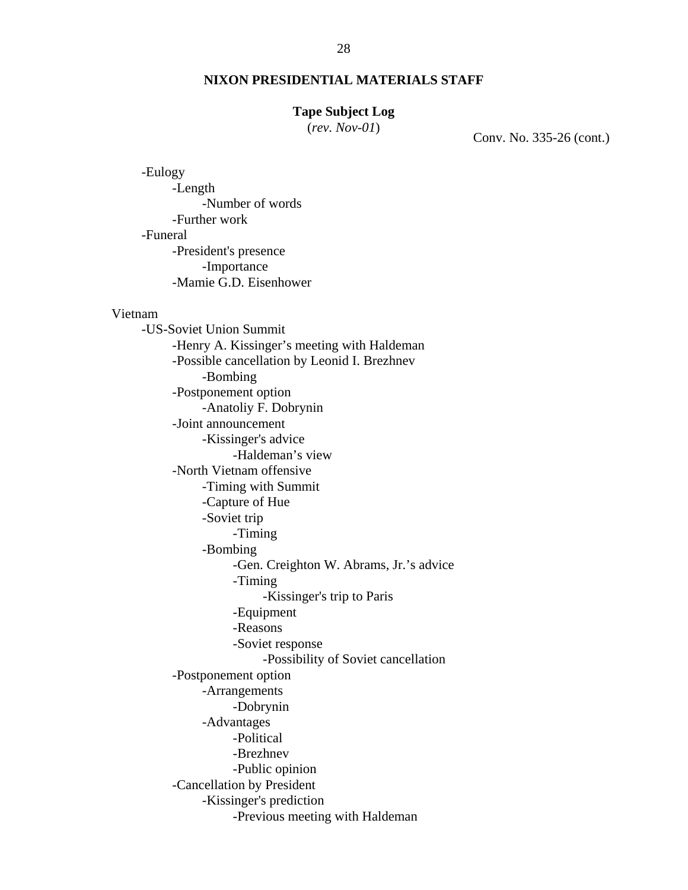**NIXON PRESIDENTIAL MATERIALS STAFF**

**Tape Subject Log**
(*rev. Nov-01*)

Conv. No. 335-26 (cont.)

- -Eulogy
    - -Length
        - -Number of words
    - -Further work
- -Funeral
    - -President's presence
        - -Importance
    - -Mamie G.D. Eisenhower

Vietnam
- -US-Soviet Union Summit
    - -Henry A. Kissinger's meeting with Haldeman
    - -Possible cancellation by Leonid I. Brezhnev
        - -Bombing
    - -Postponement option
        - -Anatoliy F. Dobrynin
    - -Joint announcement
        - -Kissinger's advice
            - -Haldeman's view
    - -North Vietnam offensive
        - -Timing with Summit
        - -Capture of Hue
        - -Soviet trip
            - -Timing
        - -Bombing
            - -Gen. Creighton W. Abrams, Jr.'s advice
            - -Timing
                - -Kissinger's trip to Paris
            - -Equipment
            - -Reasons
            - -Soviet response
                - -Possibility of Soviet cancellation
    - -Postponement option
        - -Arrangements
            - -Dobrynin
        - -Advantages
            - -Political
            - -Brezhnev
            - -Public opinion
    - -Cancellation by President
        - -Kissinger's prediction
            - -Previous meeting with Haldeman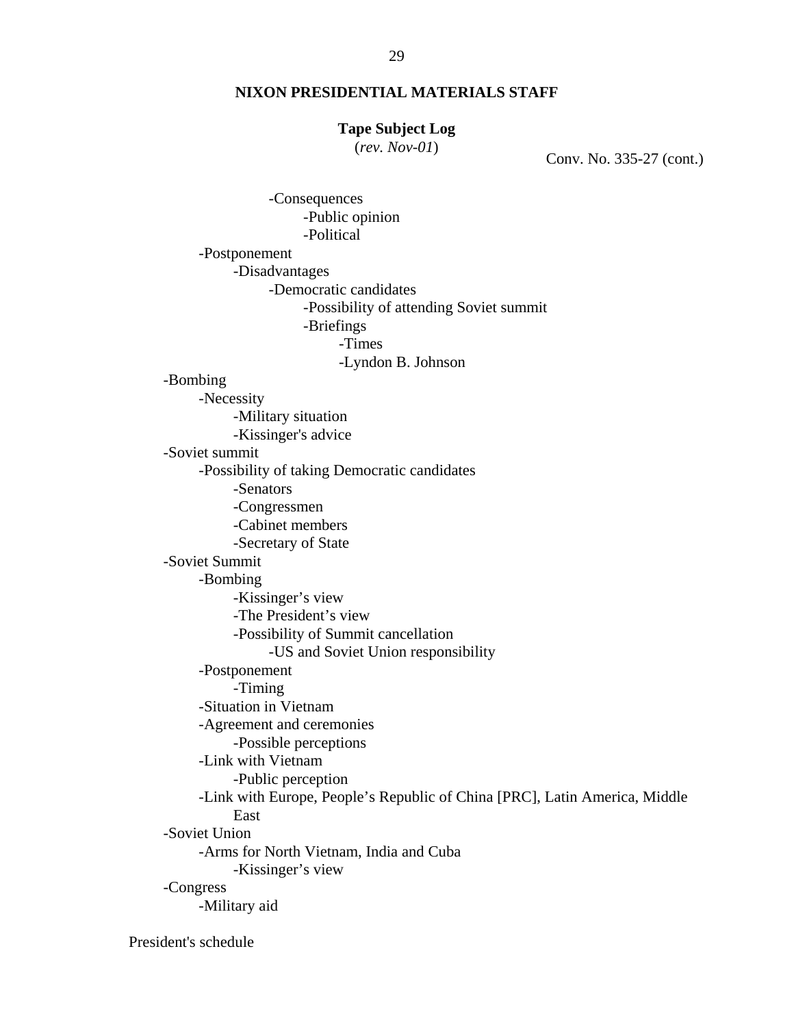**NIXON PRESIDENTIAL MATERIALS STAFF**

**Tape Subject Log**
(*rev. Nov-01*)

Conv. No. 335-27 (cont.)

- -Consequences
    - -Public opinion
    - -Political
- -Postponement
    - -Disadvantages
        - -Democratic candidates
            - -Possibility of attending Soviet summit
            - -Briefings
                - -Times
                - -Lyndon B. Johnson
- -Bombing
    - -Necessity
        - -Military situation
        - -Kissinger's advice
- -Soviet summit
    - -Possibility of taking Democratic candidates
        - -Senators
        - -Congressmen
        - -Cabinet members
        - -Secretary of State
- -Soviet Summit
    - -Bombing
        - -Kissinger's view
        - -The President's view
        - -Possibility of Summit cancellation
            - -US and Soviet Union responsibility
    - -Postponement
        - -Timing
    - -Situation in Vietnam
    - -Agreement and ceremonies
        - -Possible perceptions
    - -Link with Vietnam
        - -Public perception
    - -Link with Europe, People's Republic of China [PRC], Latin America, Middle East
- -Soviet Union
    - -Arms for North Vietnam, India and Cuba
        - -Kissinger's view
- -Congress
    - -Military aid

President's schedule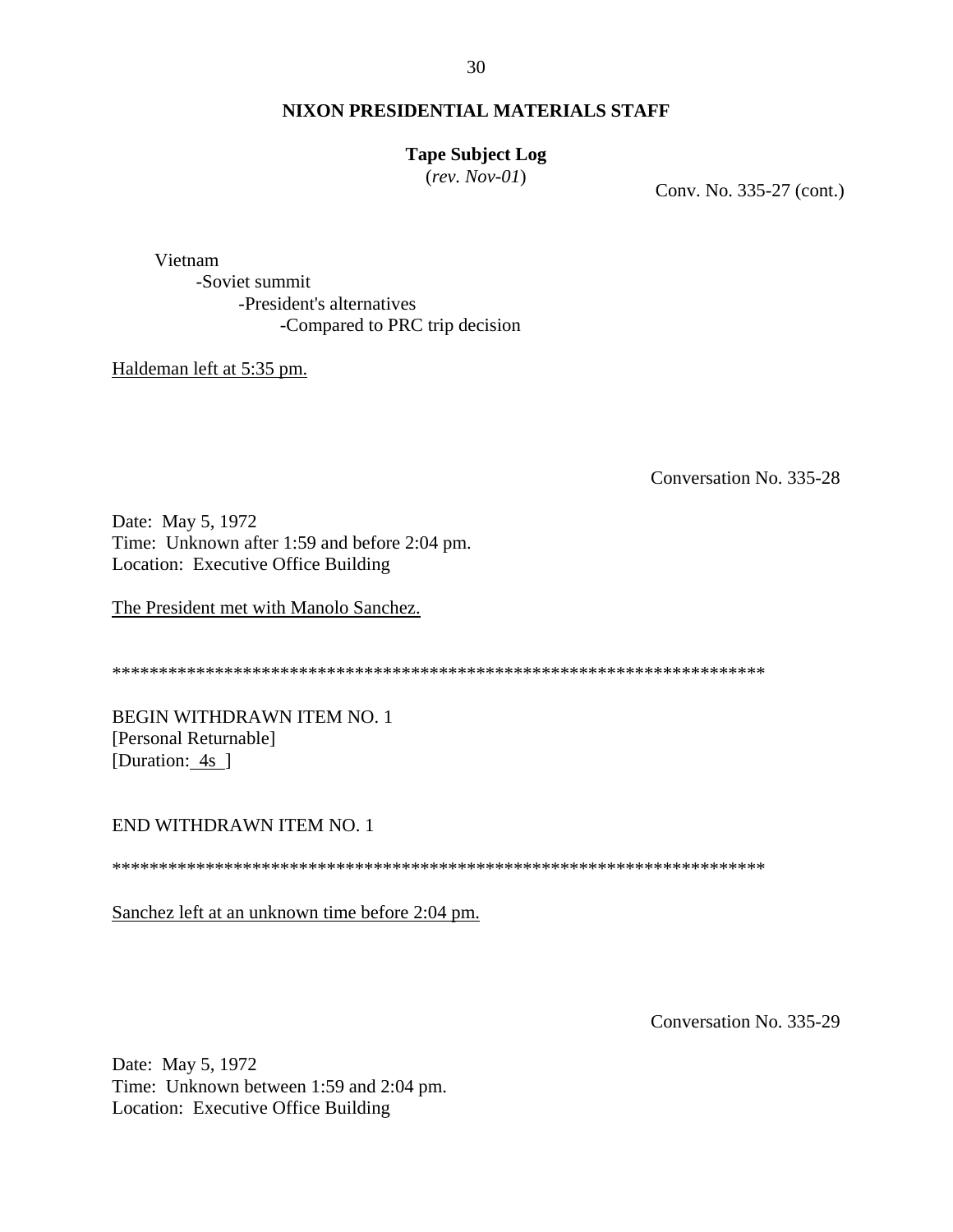**NIXON PRESIDENTIAL MATERIALS STAFF**

**Tape Subject Log**
(*rev. Nov-01*)

Conv. No. 335-27 (cont.)

Vietnam
- -Soviet summit
  - -President's alternatives
    - -Compared to PRC trip decision

Haldeman left at 5:35 pm.

Conversation No. 335-28

Date: May 5, 1972
Time: Unknown after 1:59 and before 2:04 pm.
Location: Executive Office Building

The President met with Manolo Sanchez.

\*\*\*\*\*\*\*\*\*\*\*\*\*\*\*\*\*\*\*\*\*\*\*\*\*\*\*\*\*\*\*\*\*\*\*\*\*\*\*\*\*\*\*\*\*\*\*\*\*\*\*\*\*\*\*\*\*\*\*\*\*\*\*\*\*\*\*\*\*\*\*\*

BEGIN WITHDRAWN ITEM NO. 1
[Personal Returnable]
[Duration: 4s ]

END WITHDRAWN ITEM NO. 1

\*\*\*\*\*\*\*\*\*\*\*\*\*\*\*\*\*\*\*\*\*\*\*\*\*\*\*\*\*\*\*\*\*\*\*\*\*\*\*\*\*\*\*\*\*\*\*\*\*\*\*\*\*\*\*\*\*\*\*\*\*\*\*\*\*\*\*\*\*\*\*\*

Sanchez left at an unknown time before 2:04 pm.

Conversation No. 335-29

Date: May 5, 1972
Time: Unknown between 1:59 and 2:04 pm.
Location: Executive Office Building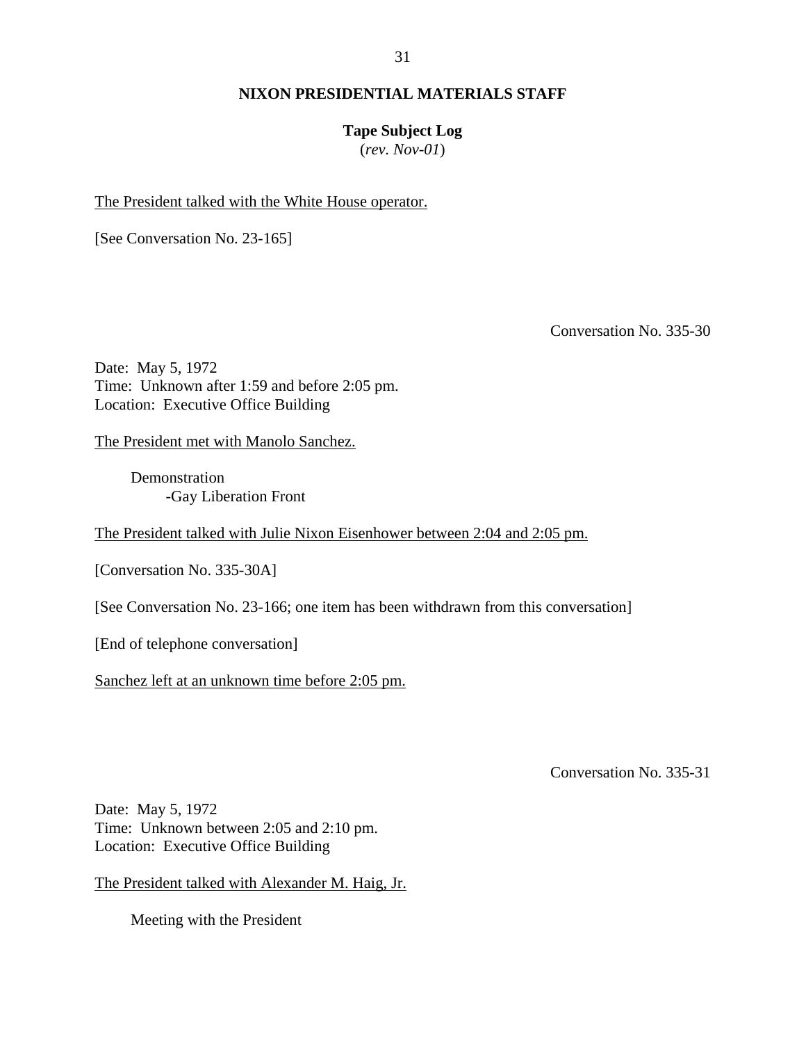The President talked with the White House operator.

[See Conversation No. 23-165]

Conversation No. 335-30

Date: May 5, 1972
Time: Unknown after 1:59 and before 2:05 pm.
Location: Executive Office Building

The President met with Manolo Sanchez.

Demonstration
-Gay Liberation Front

The President talked with Julie Nixon Eisenhower between 2:04 and 2:05 pm.

[Conversation No. 335-30A]

[See Conversation No. 23-166; one item has been withdrawn from this conversation]

[End of telephone conversation]

Sanchez left at an unknown time before 2:05 pm.

Conversation No. 335-31

Date: May 5, 1972
Time: Unknown between 2:05 and 2:10 pm.
Location: Executive Office Building

The President talked with Alexander M. Haig, Jr.

Meeting with the President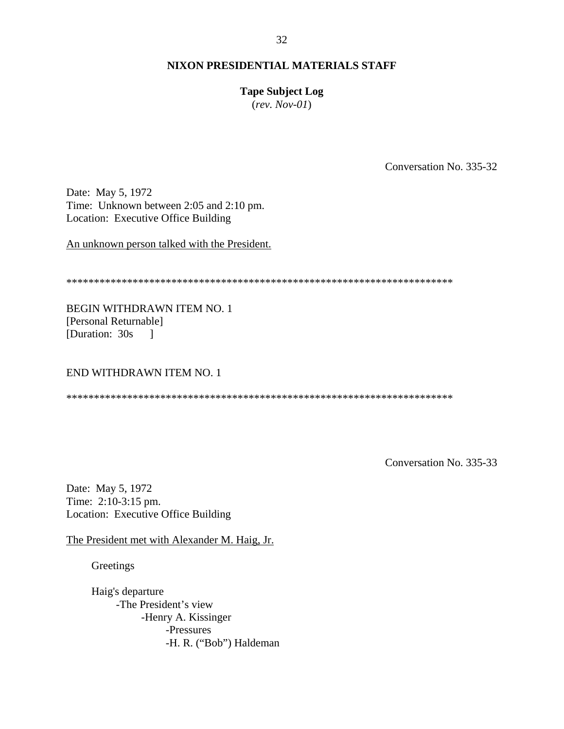**NIXON PRESIDENTIAL MATERIALS STAFF**

**Tape Subject Log**
(*rev. Nov-01*)

Conversation No. 335-32

Date: May 5, 1972
Time: Unknown between 2:05 and 2:10 pm.
Location: Executive Office Building

An unknown person talked with the President.

**********************************************************************

BEGIN WITHDRAWN ITEM NO. 1
[Personal Returnable]
[Duration: 30s ]

END WITHDRAWN ITEM NO. 1

**********************************************************************

Conversation No. 335-33

Date: May 5, 1972
Time: 2:10-3:15 pm.
Location: Executive Office Building

The President met with Alexander M. Haig, Jr.

Greetings

Haig's departure
- The President's view
  - Henry A. Kissinger
    - Pressures
    - H. R. ("Bob") Haldeman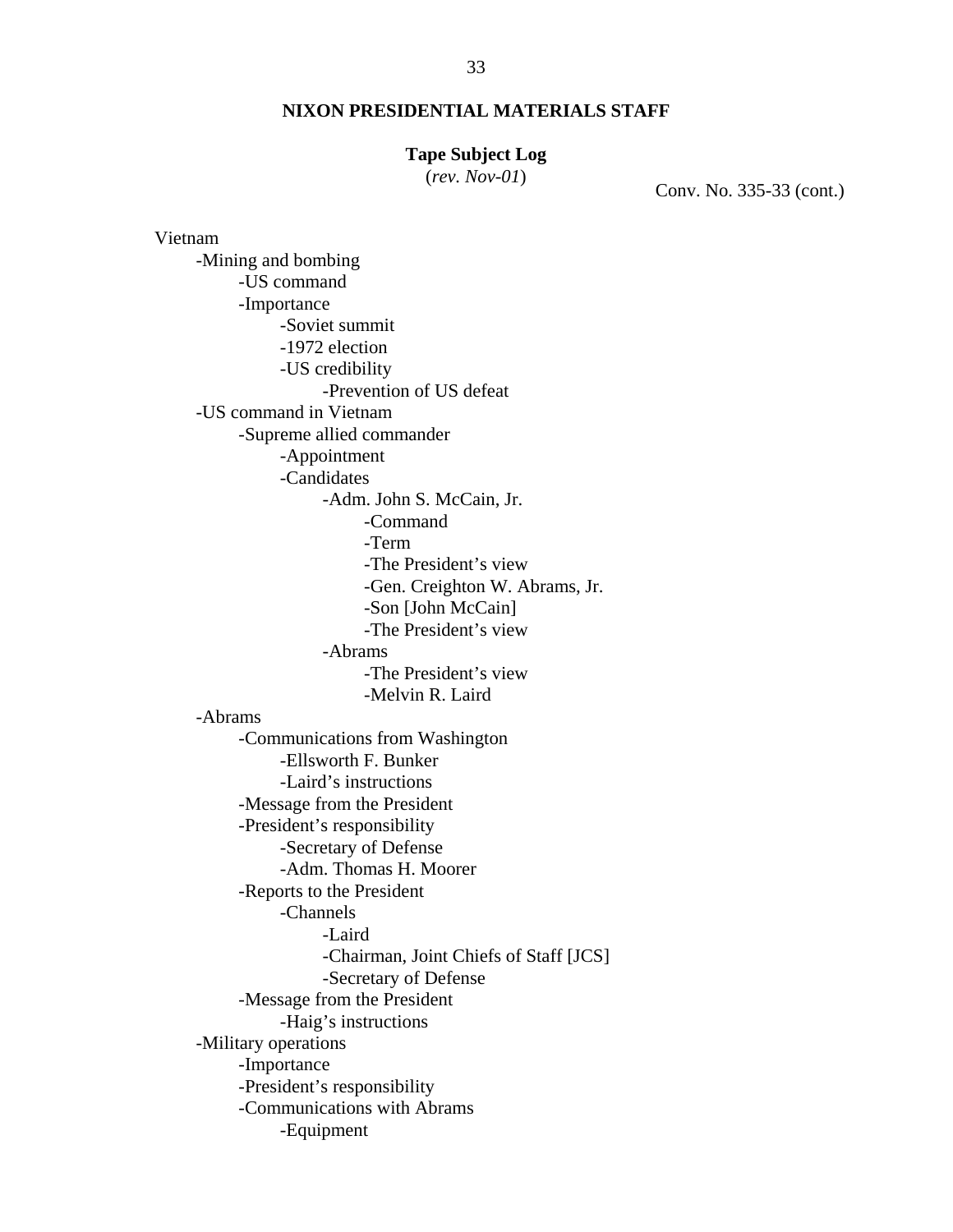**NIXON PRESIDENTIAL MATERIALS STAFF**

**Tape Subject Log**
(*rev. Nov-01*)

Conv. No. 335-33 (cont.)

Vietnam
- -Mining and bombing
  - -US command
  - -Importance
    - -Soviet summit
    - -1972 election
    - -US credibility
      - -Prevention of US defeat
- -US command in Vietnam
  - -Supreme allied commander
    - -Appointment
    - -Candidates
      - -Adm. John S. McCain, Jr.
        - -Command
        - -Term
        - -The President's view
        - -Gen. Creighton W. Abrams, Jr.
        - -Son [John McCain]
        - -The President's view
      - -Abrams
        - -The President's view
        - -Melvin R. Laird
- -Abrams
  - -Communications from Washington
    - -Ellsworth F. Bunker
    - -Laird's instructions
  - -Message from the President
  - -President's responsibility
    - -Secretary of Defense
    - -Adm. Thomas H. Moorer
  - -Reports to the President
    - -Channels
      - -Laird
      - -Chairman, Joint Chiefs of Staff [JCS]
      - -Secretary of Defense
  - -Message from the President
    - -Haig's instructions
- -Military operations
  - -Importance
  - -President's responsibility
  - -Communications with Abrams
    - -Equipment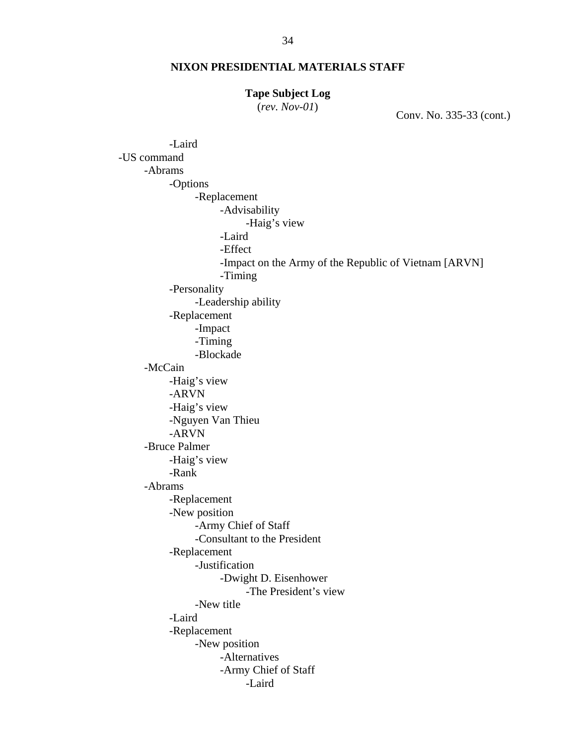**NIXON PRESIDENTIAL MATERIALS STAFF**

**Tape Subject Log**
(*rev. Nov-01*)

Conv. No. 335-33 (cont.)

- -Laird
- -US command
  - -Abrams
    - -Options
      - -Replacement
        - -Advisability
          - -Haig's view
        - -Laird
        - -Effect
        - -Impact on the Army of the Republic of Vietnam [ARVN]
        - -Timing
    - -Personality
      - -Leadership ability
    - -Replacement
      - -Impact
      - -Timing
      - -Blockade
  - -McCain
    - -Haig's view
    - -ARVN
    - -Haig's view
    - -Nguyen Van Thieu
    - -ARVN
  - -Bruce Palmer
    - -Haig's view
    - -Rank
  - -Abrams
    - -Replacement
    - -New position
      - -Army Chief of Staff
      - -Consultant to the President
    - -Replacement
      - -Justification
        - -Dwight D. Eisenhower
          - -The President's view
      - -New title
    - -Laird
    - -Replacement
      - -New position
        - -Alternatives
        - -Army Chief of Staff
          - -Laird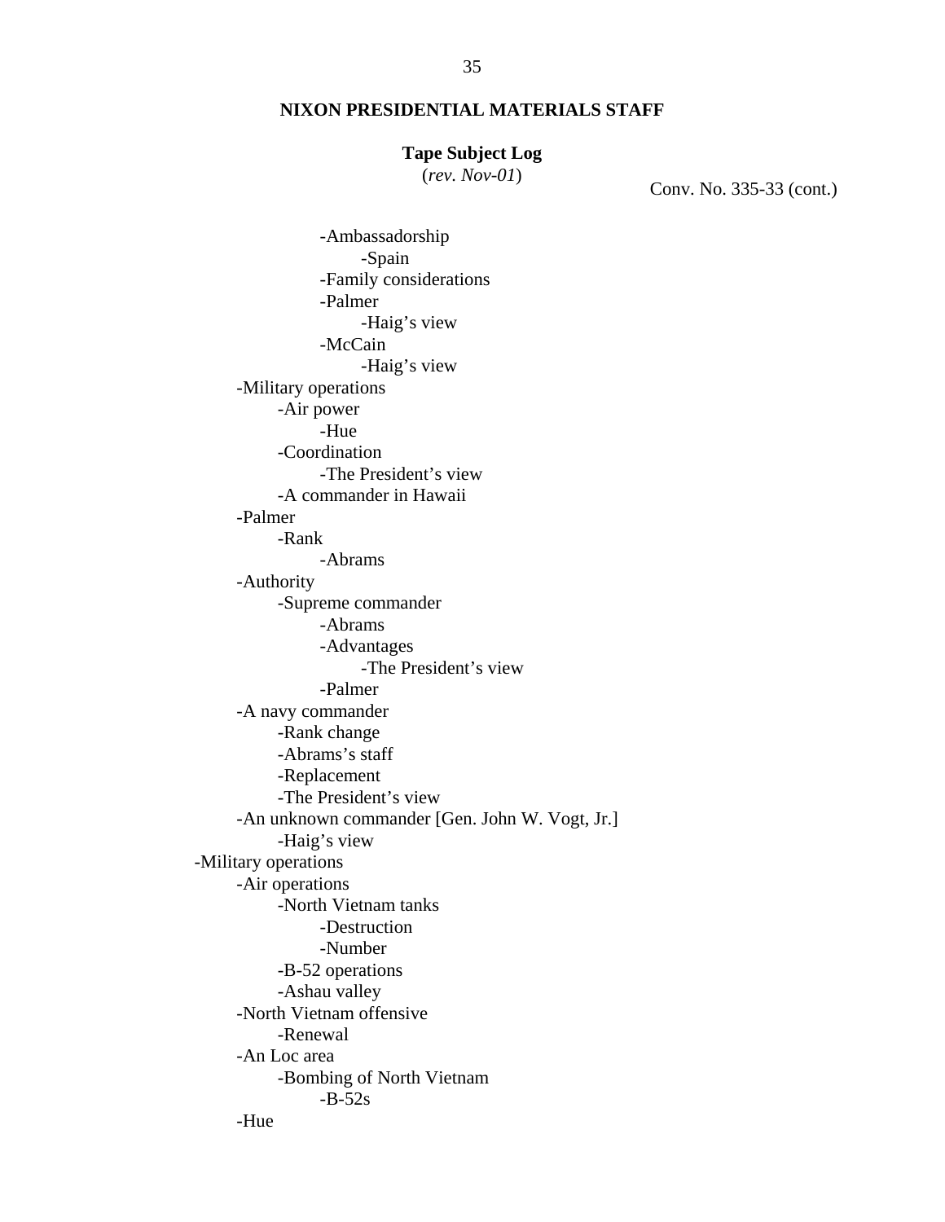**NIXON PRESIDENTIAL MATERIALS STAFF**

**Tape Subject Log**
(*rev. Nov-01*)

Conv. No. 335-33 (cont.)

- -Ambassadorship
    - -Spain
- -Family considerations
- -Palmer
    - -Haig's view
- -McCain
    - -Haig's view

-Military operations
- -Air power
    - -Hue
- -Coordination
    - -The President's view
- -A commander in Hawaii

-Palmer
- -Rank
    - -Abrams

-Authority
- -Supreme commander
    - -Abrams
    - -Advantages
        - -The President's view
    - -Palmer

-A navy commander
- -Rank change
- -Abrams's staff
- -Replacement
- -The President's view

-An unknown commander [Gen. John W. Vogt, Jr.]
- -Haig's view

-Military operations
- -Air operations
    - -North Vietnam tanks
        - -Destruction
        - -Number
    - -B-52 operations
    - -Ashau valley
- -North Vietnam offensive
    - -Renewal
- -An Loc area
    - -Bombing of North Vietnam
        - -B-52s
- -Hue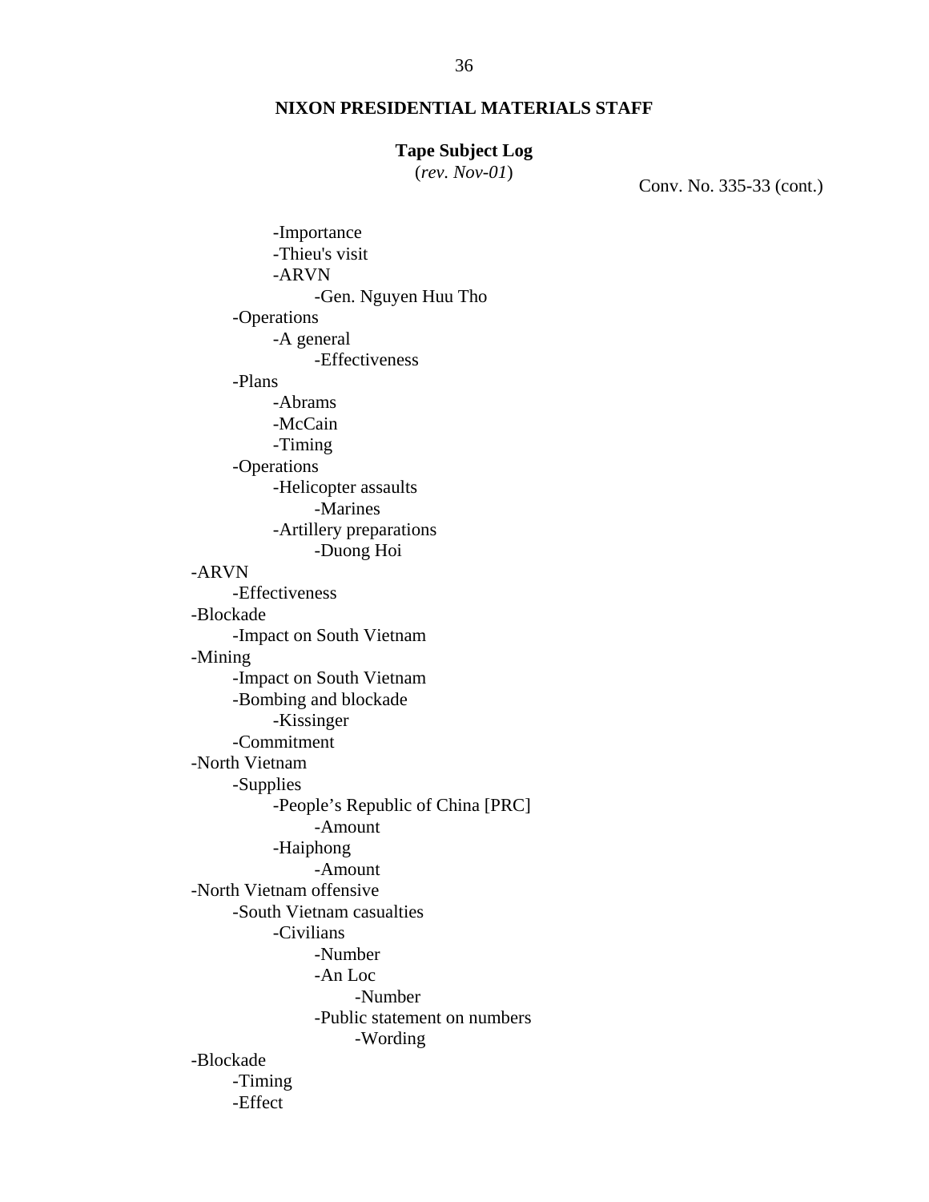**NIXON PRESIDENTIAL MATERIALS STAFF**

**Tape Subject Log**
(*rev. Nov-01*)

Conv. No. 335-33 (cont.)

                    -Importance
                    -Thieu's visit
                    -ARVN
                         -Gen. Nguyen Huu Tho
               -Operations
                    -A general
                         -Effectiveness
               -Plans
                    -Abrams
                    -McCain
                    -Timing
               -Operations
                    -Helicopter assaults
                         -Marines
                    -Artillery preparations
                         -Duong Hoi
          -ARVN
               -Effectiveness
          -Blockade
               -Impact on South Vietnam
          -Mining
               -Impact on South Vietnam
               -Bombing and blockade
                    -Kissinger
               -Commitment
          -North Vietnam
               -Supplies
                    -People's Republic of China [PRC]
                         -Amount
                    -Haiphong
                         -Amount
          -North Vietnam offensive
               -South Vietnam casualties
                    -Civilians
                         -Number
                         -An Loc
                              -Number
                         -Public statement on numbers
                              -Wording
          -Blockade
               -Timing
               -Effect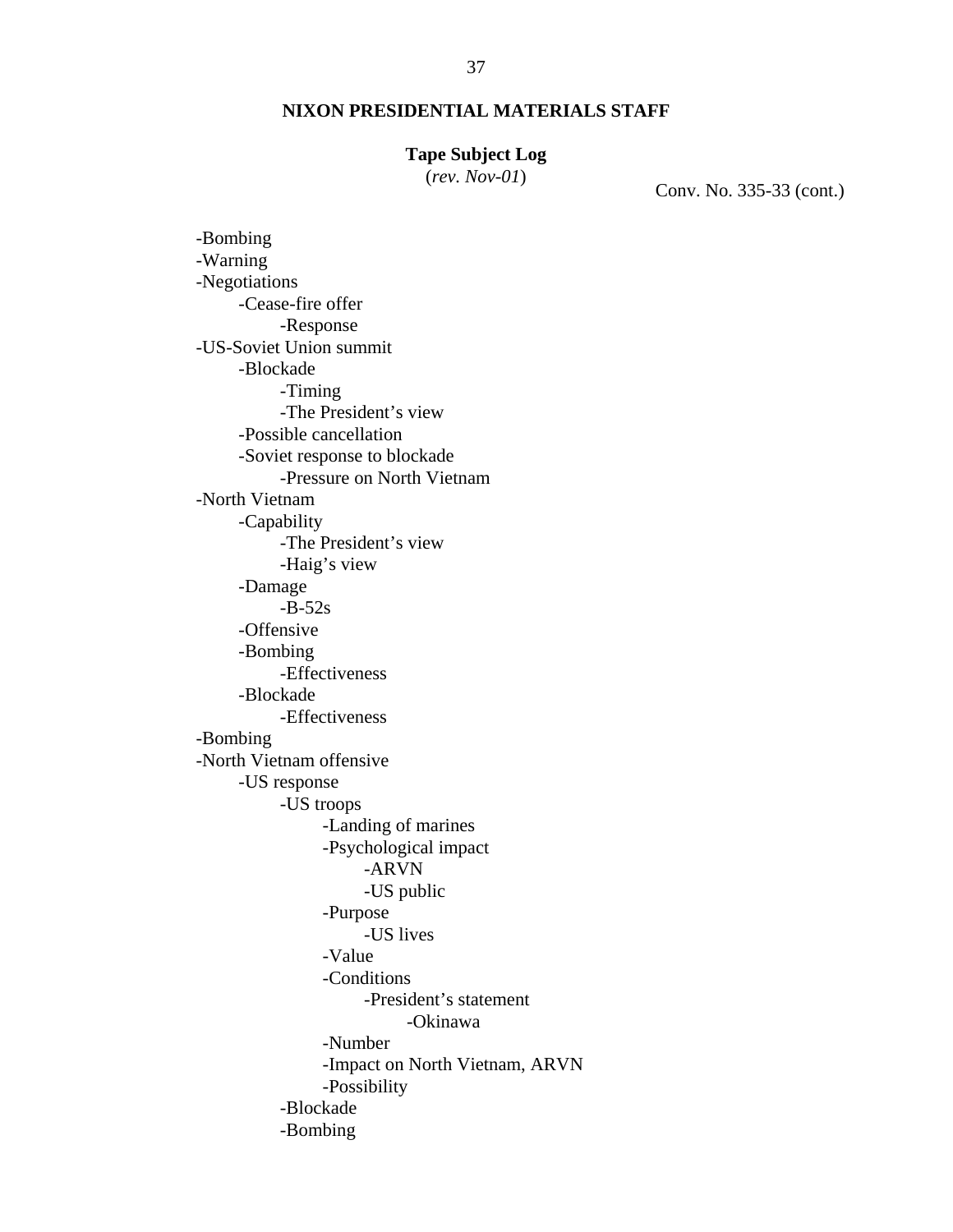**NIXON PRESIDENTIAL MATERIALS STAFF**

**Tape Subject Log**
(*rev. Nov-01*)

Conv. No. 335-33 (cont.)

- -Bombing
- -Warning
- -Negotiations
  - -Cease-fire offer
    - -Response
- -US-Soviet Union summit
  - -Blockade
    - -Timing
    - -The President's view
  - -Possible cancellation
  - -Soviet response to blockade
    - -Pressure on North Vietnam
- -North Vietnam
  - -Capability
    - -The President's view
    - -Haig's view
  - -Damage
    - -B-52s
  - -Offensive
  - -Bombing
    - -Effectiveness
  - -Blockade
    - -Effectiveness
- -Bombing
- -North Vietnam offensive
  - -US response
    - -US troops
      - -Landing of marines
      - -Psychological impact
        - -ARVN
        - -US public
      - -Purpose
        - -US lives
      - -Value
      - -Conditions
        - -President's statement
          - -Okinawa
      - -Number
      - -Impact on North Vietnam, ARVN
      - -Possibility
    - -Blockade
    - -Bombing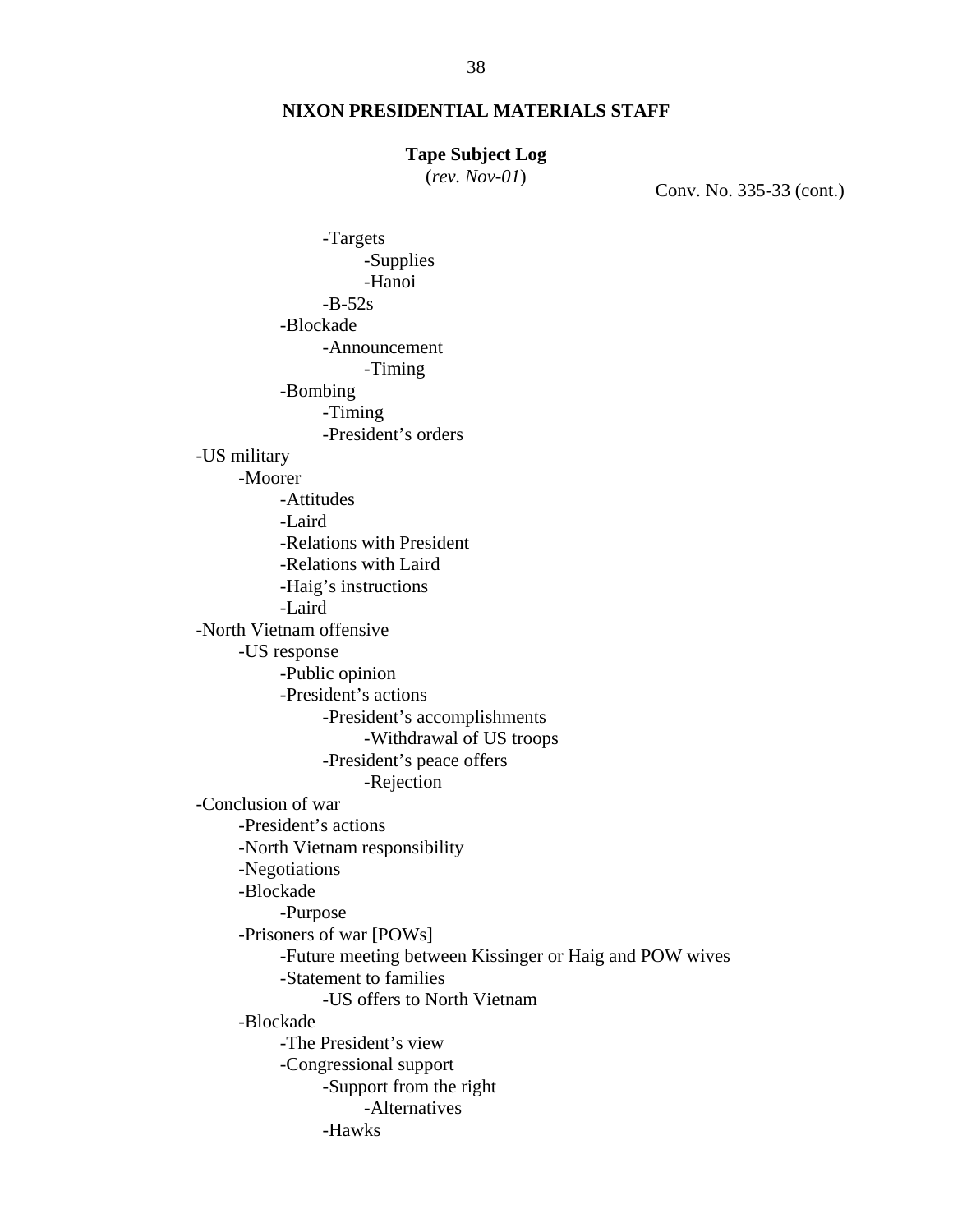**NIXON PRESIDENTIAL MATERIALS STAFF**

**Tape Subject Log**
(*rev. Nov-01*)

Conv. No. 335-33 (cont.)

- -Targets
    - -Supplies
    - -Hanoi
- -B-52s
- -Blockade
  - -Announcement
    - -Timing
- -Bombing
  - -Timing
  - -President's orders

-US military
- -Moorer
  - -Attitudes
  - -Laird
  - -Relations with President
  - -Relations with Laird
  - -Haig's instructions
  - -Laird

-North Vietnam offensive
- -US response
  - -Public opinion
  - -President's actions
    - -President's accomplishments
      - -Withdrawal of US troops
    - -President's peace offers
      - -Rejection

-Conclusion of war
- -President's actions
- -North Vietnam responsibility
- -Negotiations
- -Blockade
  - -Purpose
- -Prisoners of war [POWs]
  - -Future meeting between Kissinger or Haig and POW wives
  - -Statement to families
    - -US offers to North Vietnam
- -Blockade
  - -The President's view
  - -Congressional support
    - -Support from the right
      - -Alternatives
    - -Hawks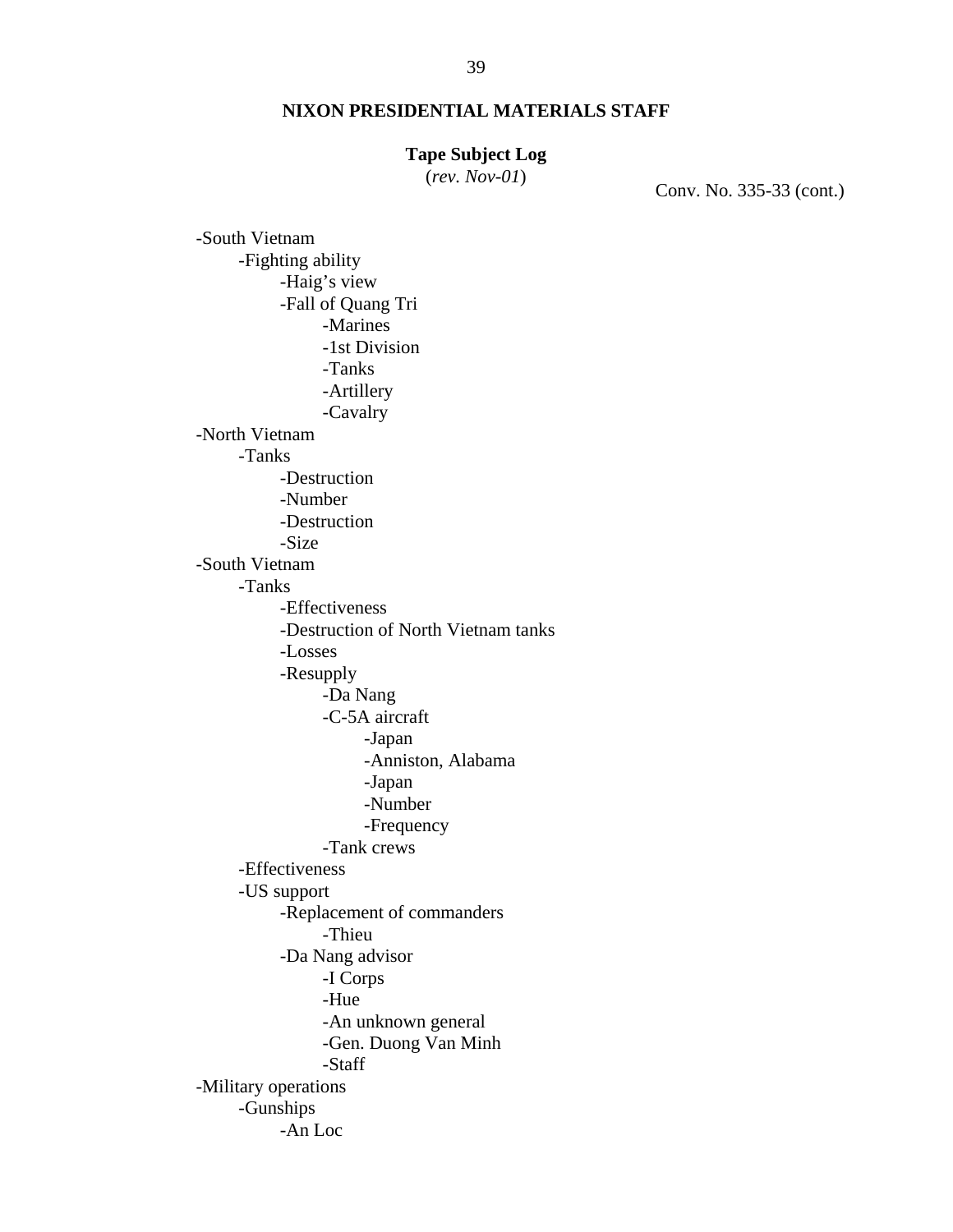**NIXON PRESIDENTIAL MATERIALS STAFF**

**Tape Subject Log**
(*rev. Nov-01*)

Conv. No. 335-33 (cont.)

- South Vietnam
    - Fighting ability
        - Haig's view
        - Fall of Quang Tri
            - Marines
            - 1st Division
            - Tanks
            - Artillery
            - Cavalry
- North Vietnam
    - Tanks
        - Destruction
        - Number
        - Destruction
        - Size
- South Vietnam
    - Tanks
        - Effectiveness
        - Destruction of North Vietnam tanks
        - Losses
        - Resupply
            - Da Nang
            - C-5A aircraft
                - Japan
                - Anniston, Alabama
                - Japan
                - Number
                - Frequency
            - Tank crews
    - Effectiveness
    - US support
        - Replacement of commanders
            - Thieu
        - Da Nang advisor
            - I Corps
            - Hue
            - An unknown general
            - Gen. Duong Van Minh
            - Staff
- Military operations
    - Gunships
        - An Loc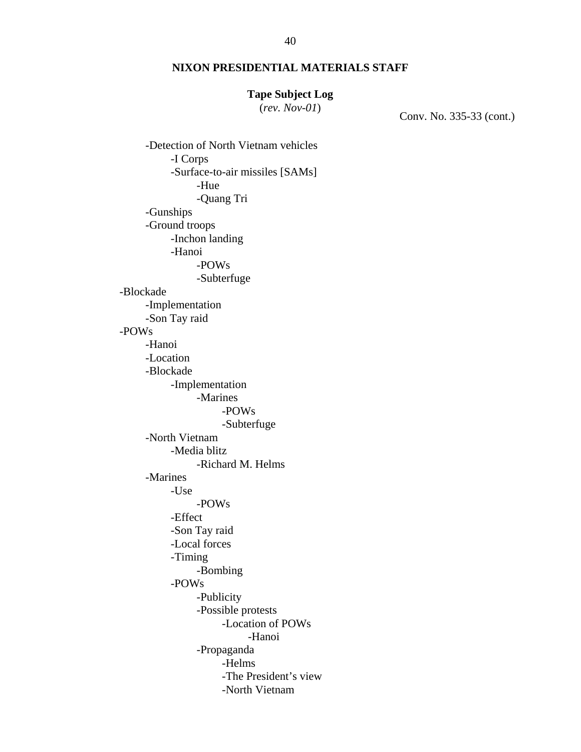**NIXON PRESIDENTIAL MATERIALS STAFF**

**Tape Subject Log**
(*rev. Nov-01*)

Conv. No. 335-33 (cont.)

- -Detection of North Vietnam vehicles
  - -I Corps
  - -Surface-to-air missiles [SAMs]
    - -Hue
    - -Quang Tri
- -Gunships
- -Ground troops
  - -Inchon landing
  - -Hanoi
    - -POWs
    - -Subterfuge

-Blockade
- -Implementation
- -Son Tay raid

-POWs
- -Hanoi
- -Location
- -Blockade
  - -Implementation
    - -Marines
      - -POWs
      - -Subterfuge
- -North Vietnam
  - -Media blitz
    - -Richard M. Helms
- -Marines
  - -Use
    - -POWs
  - -Effect
  - -Son Tay raid
  - -Local forces
  - -Timing
    - -Bombing
  - -POWs
    - -Publicity
    - -Possible protests
      - -Location of POWs
        - -Hanoi
    - -Propaganda
      - -Helms
      - -The President's view
      - -North Vietnam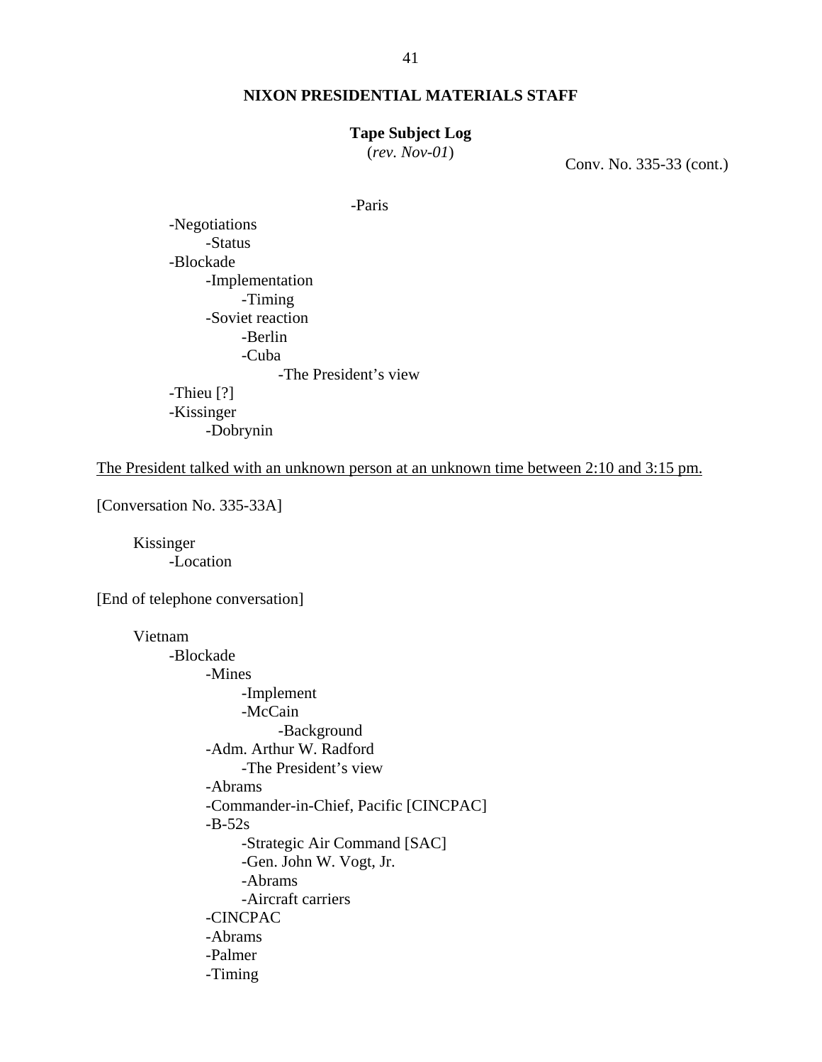**NIXON PRESIDENTIAL MATERIALS STAFF**

**Tape Subject Log**
(*rev. Nov-01*)

Conv. No. 335-33 (cont.)

- -Paris
- -Negotiations
  - -Status
- -Blockade
  - -Implementation
    - -Timing
  - -Soviet reaction
    - -Berlin
    - -Cuba
      - -The President's view
- -Thieu [?]
- -Kissinger
  - -Dobrynin

<u>The President talked with an unknown person at an unknown time between 2:10 and 3:15 pm.</u>

[Conversation No. 335-33A]

- Kissinger
  - -Location

[End of telephone conversation]

- Vietnam
  - -Blockade
    - -Mines
      - -Implement
      - -McCain
        - -Background
    - -Adm. Arthur W. Radford
      - -The President's view
    - -Abrams
    - -Commander-in-Chief, Pacific [CINCPAC]
    - -B-52s
      - -Strategic Air Command [SAC]
      - -Gen. John W. Vogt, Jr.
      - -Abrams
      - -Aircraft carriers
    - -CINCPAC
    - -Abrams
    - -Palmer
    - -Timing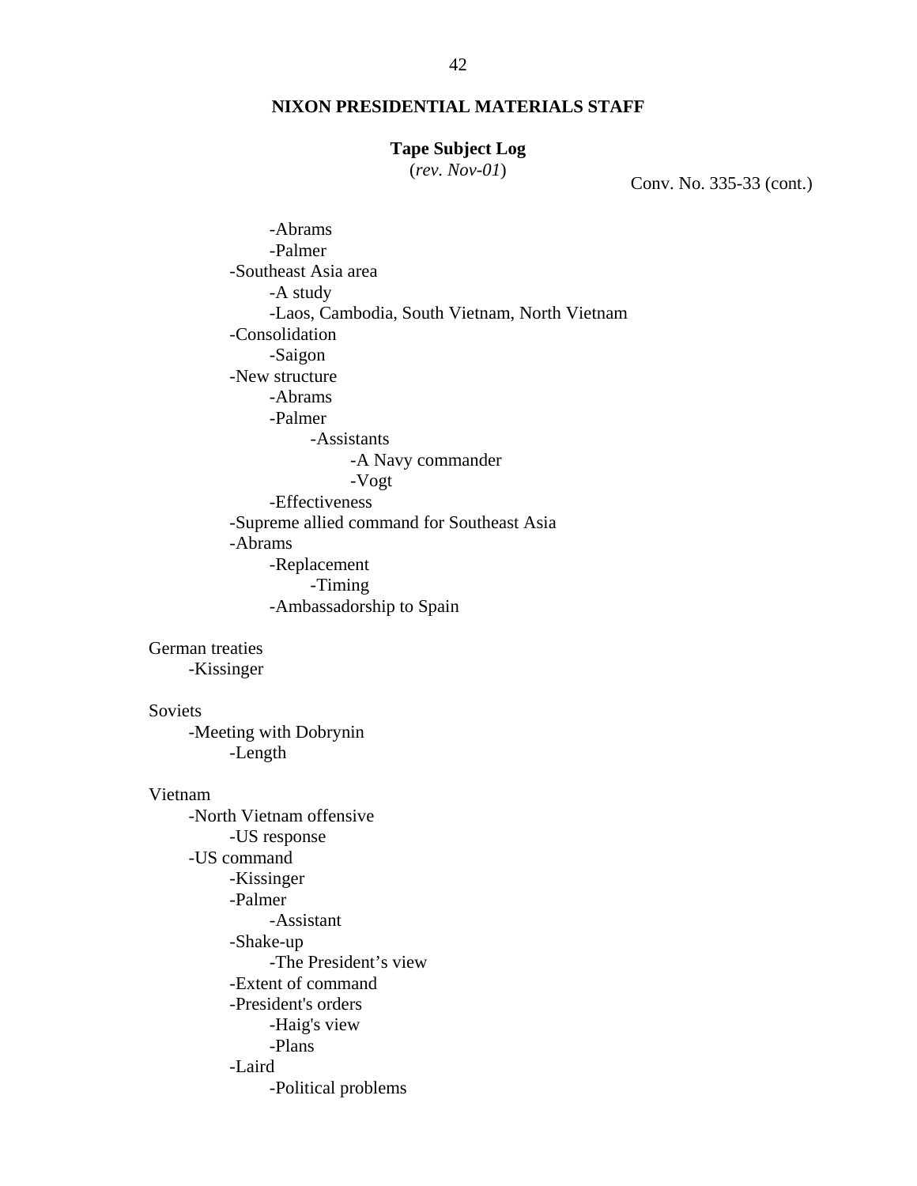**NIXON PRESIDENTIAL MATERIALS STAFF**

**Tape Subject Log**
(*rev. Nov-01*)

Conv. No. 335-33 (cont.)

- -Abrams
- -Palmer
- -Southeast Asia area
  - -A study
  - -Laos, Cambodia, South Vietnam, North Vietnam
- -Consolidation
  - -Saigon
- -New structure
  - -Abrams
  - -Palmer
    - -Assistants
      - -A Navy commander
      - -Vogt
  - -Effectiveness
- -Supreme allied command for Southeast Asia
- -Abrams
  - -Replacement
    - -Timing
  - -Ambassadorship to Spain

German treaties
- -Kissinger

Soviets
- -Meeting with Dobrynin
  - -Length

Vietnam
- -North Vietnam offensive
  - -US response
- -US command
  - -Kissinger
  - -Palmer
    - -Assistant
  - -Shake-up
    - -The President's view
  - -Extent of command
  - -President's orders
    - -Haig's view
    - -Plans
  - -Laird
    - -Political problems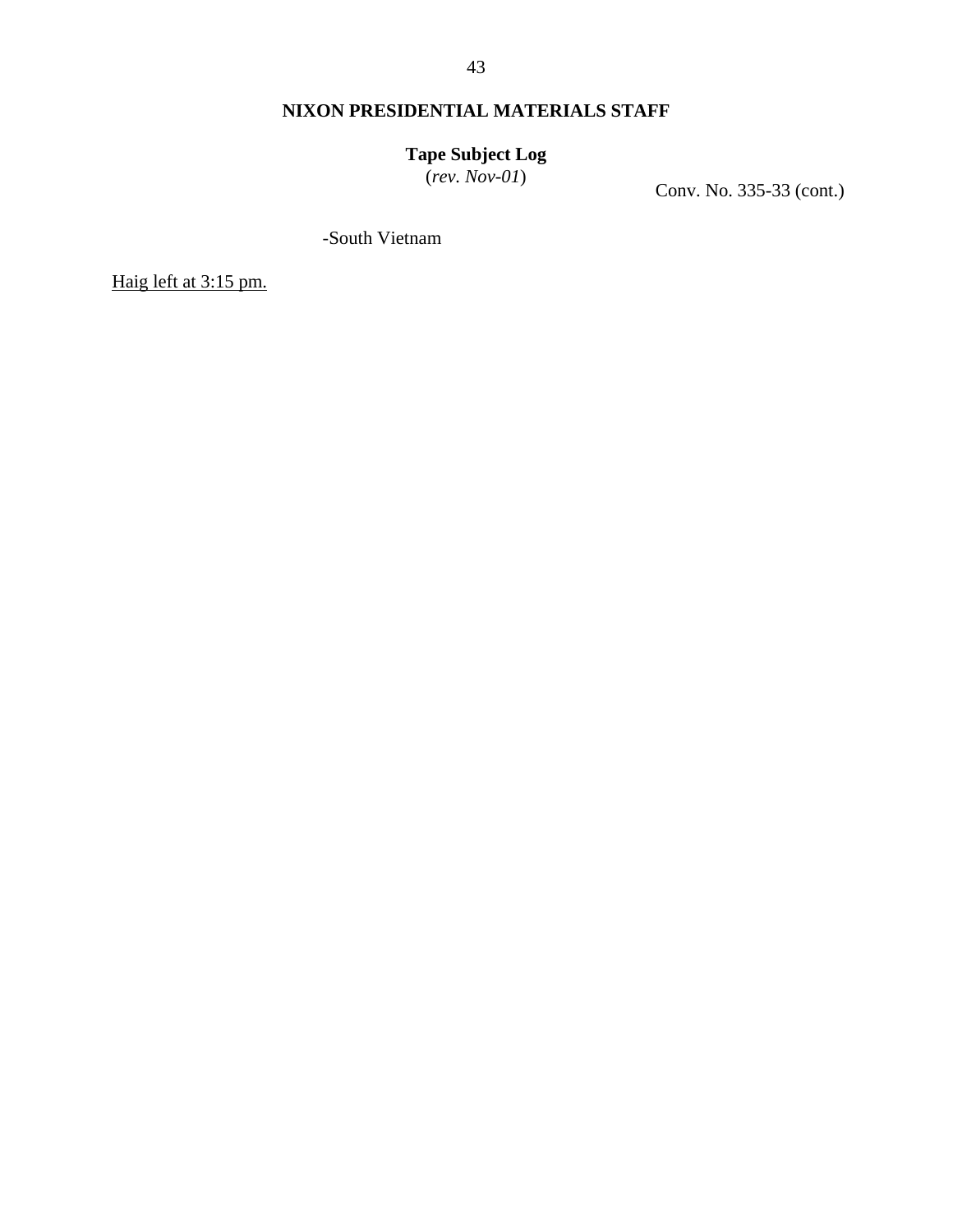**NIXON PRESIDENTIAL MATERIALS STAFF**

**Tape Subject Log**
(*rev. Nov-01*)

Conv. No. 335-33 (cont.)

-South Vietnam

<u>Haig left at 3:15 pm.</u>